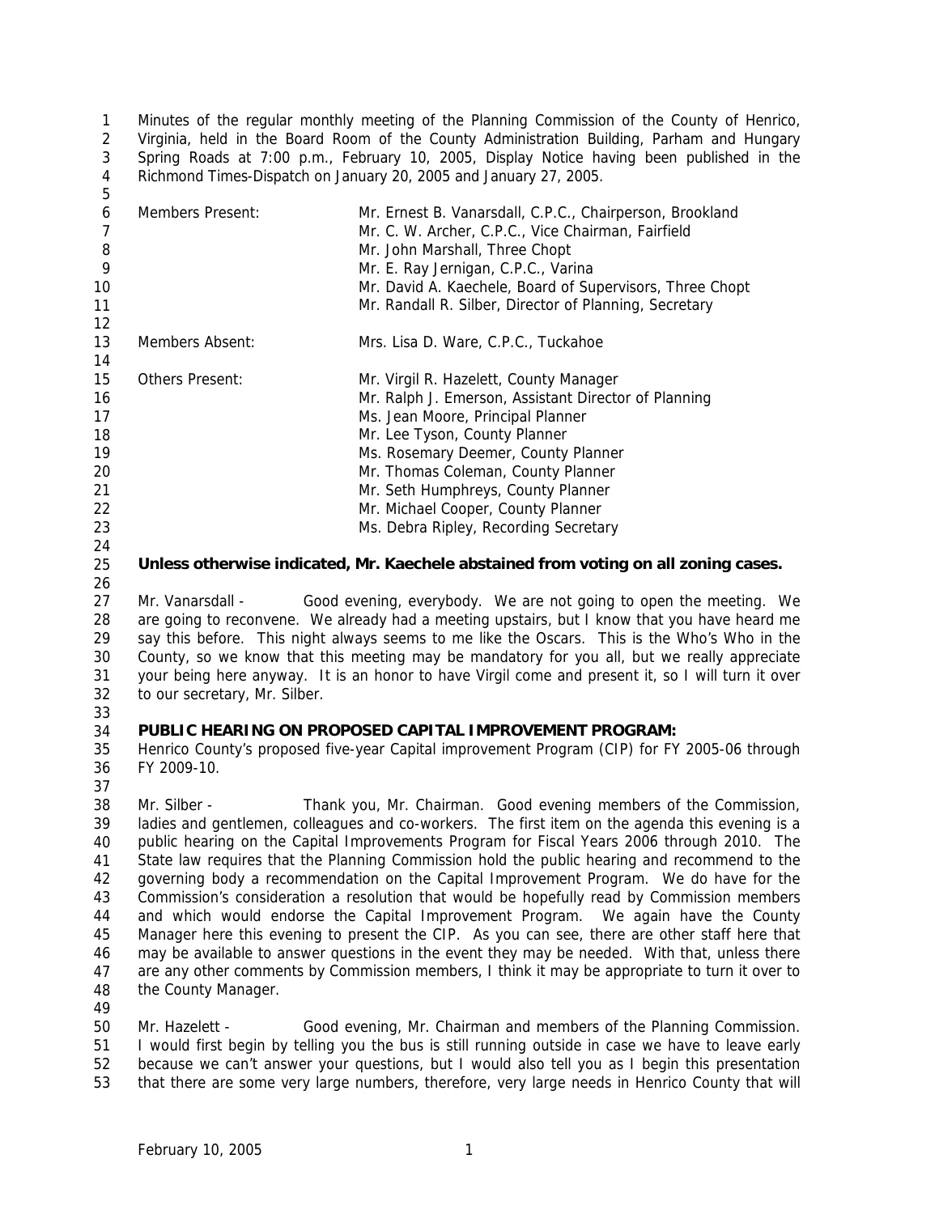Minutes of the regular monthly meeting of the Planning Commission of the County of Henrico, Virginia, held in the Board Room of the County Administration Building, Parham and Hungary Spring Roads at 7:00 p.m., February 10, 2005, Display Notice having been published in the Richmond Times-Dispatch on January 20, 2005 and January 27, 2005.

| | |
|---|---|
| Members Present: | Mr. Ernest B. Vanarsdall, C.P.C., Chairperson, Brookland |
| | Mr. C. W. Archer, C.P.C., Vice Chairman, Fairfield |
| | Mr. John Marshall, Three Chopt |
| | Mr. E. Ray Jernigan, C.P.C., Varina |
| | Mr. David A. Kaechele, Board of Supervisors, Three Chopt |
| | Mr. Randall R. Silber, Director of Planning, Secretary |
| Members Absent: | Mrs. Lisa D. Ware, C.P.C., Tuckahoe |
| Others Present: | Mr. Virgil R. Hazelett, County Manager |
| | Mr. Ralph J. Emerson, Assistant Director of Planning |
| | Ms. Jean Moore, Principal Planner |
| | Mr. Lee Tyson, County Planner |
| | Ms. Rosemary Deemer, County Planner |
| | Mr. Thomas Coleman, County Planner |
| | Mr. Seth Humphreys, County Planner |
| | Mr. Michael Cooper, County Planner |
| | Ms. Debra Ripley, Recording Secretary |

**Unless otherwise indicated, Mr. Kaechele abstained from voting on all zoning cases.**

Mr. Vanarsdall - Good evening, everybody. We are not going to open the meeting. We are going to reconvene. We already had a meeting upstairs, but I know that you have heard me say this before. This night always seems to me like the Oscars. This is the Who's Who in the County, so we know that this meeting may be mandatory for you all, but we really appreciate your being here anyway. It is an honor to have Virgil come and present it, so I will turn it over to our secretary, Mr. Silber.

**PUBLIC HEARING ON PROPOSED CAPITAL IMPROVEMENT PROGRAM:**
Henrico County's proposed five-year Capital improvement Program (CIP) for FY 2005-06 through FY 2009-10.

Mr. Silber - Thank you, Mr. Chairman. Good evening members of the Commission, ladies and gentlemen, colleagues and co-workers. The first item on the agenda this evening is a public hearing on the Capital Improvements Program for Fiscal Years 2006 through 2010. The State law requires that the Planning Commission hold the public hearing and recommend to the governing body a recommendation on the Capital Improvement Program. We do have for the Commission's consideration a resolution that would be hopefully read by Commission members and which would endorse the Capital Improvement Program. We again have the County Manager here this evening to present the CIP. As you can see, there are other staff here that may be available to answer questions in the event they may be needed. With that, unless there are any other comments by Commission members, I think it may be appropriate to turn it over to the County Manager.

Mr. Hazelett - Good evening, Mr. Chairman and members of the Planning Commission. I would first begin by telling you the bus is still running outside in case we have to leave early because we can't answer your questions, but I would also tell you as I begin this presentation that there are some very large numbers, therefore, very large needs in Henrico County that will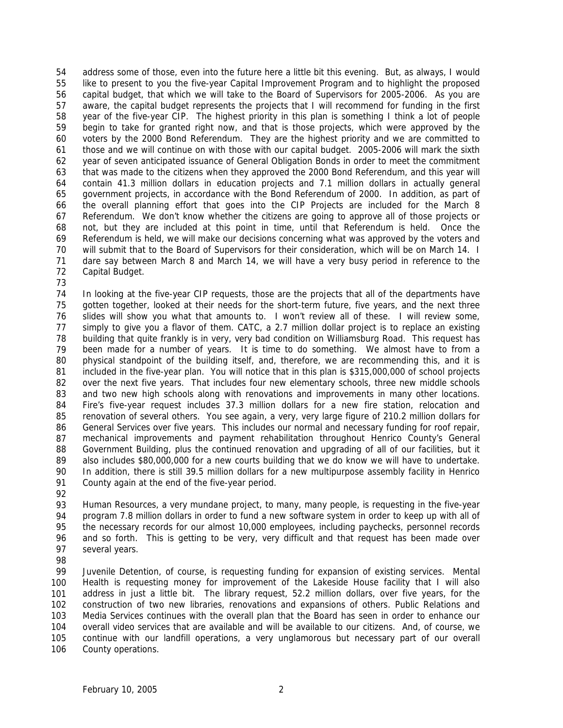address some of those, even into the future here a little bit this evening. But, as always, I would like to present to you the five-year Capital Improvement Program and to highlight the proposed capital budget, that which we will take to the Board of Supervisors for 2005-2006. As you are aware, the capital budget represents the projects that I will recommend for funding in the first year of the five-year CIP. The highest priority in this plan is something I think a lot of people begin to take for granted right now, and that is those projects, which were approved by the voters by the 2000 Bond Referendum. They are the highest priority and we are committed to those and we will continue on with those with our capital budget. 2005-2006 will mark the sixth year of seven anticipated issuance of General Obligation Bonds in order to meet the commitment that was made to the citizens when they approved the 2000 Bond Referendum, and this year will contain 41.3 million dollars in education projects and 7.1 million dollars in actually general government projects, in accordance with the Bond Referendum of 2000. In addition, as part of the overall planning effort that goes into the CIP Projects are included for the March 8 Referendum. We don't know whether the citizens are going to approve all of those projects or not, but they are included at this point in time, until that Referendum is held. Once the Referendum is held, we will make our decisions concerning what was approved by the voters and will submit that to the Board of Supervisors for their consideration, which will be on March 14. I dare say between March 8 and March 14, we will have a very busy period in reference to the Capital Budget.

In looking at the five-year CIP requests, those are the projects that all of the departments have gotten together, looked at their needs for the short-term future, five years, and the next three slides will show you what that amounts to. I won't review all of these. I will review some, simply to give you a flavor of them. CATC, a 2.7 million dollar project is to replace an existing building that quite frankly is in very, very bad condition on Williamsburg Road. This request has been made for a number of years. It is time to do something. We almost have to from a physical standpoint of the building itself, and, therefore, we are recommending this, and it is included in the five-year plan. You will notice that in this plan is $315,000,000 of school projects over the next five years. That includes four new elementary schools, three new middle schools and two new high schools along with renovations and improvements in many other locations. Fire's five-year request includes 37.3 million dollars for a new fire station, relocation and renovation of several others. You see again, a very, very large figure of 210.2 million dollars for General Services over five years. This includes our normal and necessary funding for roof repair, mechanical improvements and payment rehabilitation throughout Henrico County's General Government Building, plus the continued renovation and upgrading of all of our facilities, but it also includes $80,000,000 for a new courts building that we do know we will have to undertake. In addition, there is still 39.5 million dollars for a new multipurpose assembly facility in Henrico County again at the end of the five-year period.

Human Resources, a very mundane project, to many, many people, is requesting in the five-year program 7.8 million dollars in order to fund a new software system in order to keep up with all of the necessary records for our almost 10,000 employees, including paychecks, personnel records and so forth. This is getting to be very, very difficult and that request has been made over several years.

Juvenile Detention, of course, is requesting funding for expansion of existing services. Mental Health is requesting money for improvement of the Lakeside House facility that I will also address in just a little bit. The library request, 52.2 million dollars, over five years, for the construction of two new libraries, renovations and expansions of others. Public Relations and Media Services continues with the overall plan that the Board has seen in order to enhance our overall video services that are available and will be available to our citizens. And, of course, we continue with our landfill operations, a very unglamorous but necessary part of our overall County operations.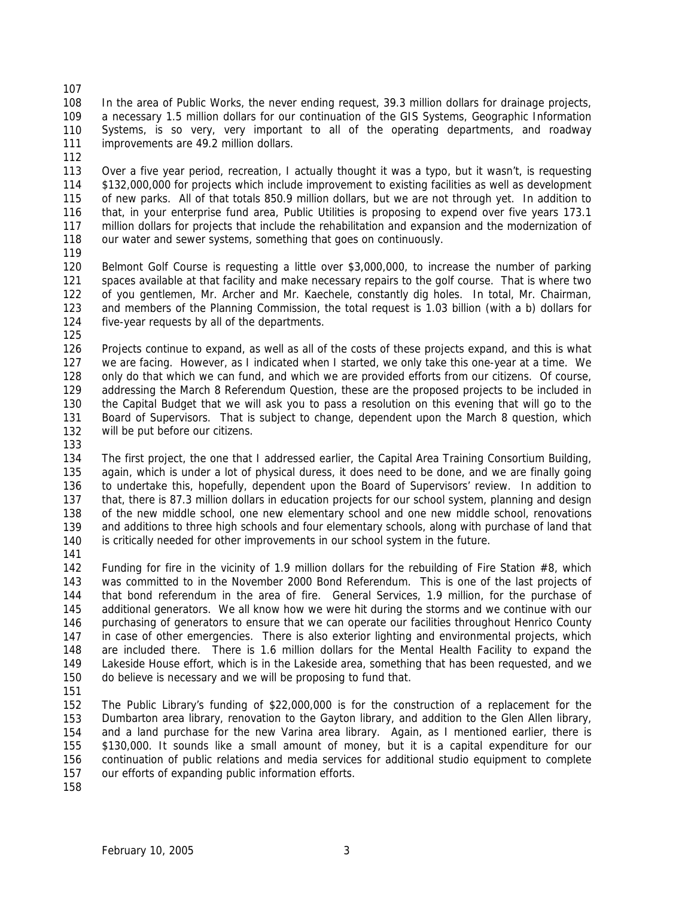In the area of Public Works, the never ending request, 39.3 million dollars for drainage projects, a necessary 1.5 million dollars for our continuation of the GIS Systems, Geographic Information Systems, is so very, very important to all of the operating departments, and roadway improvements are 49.2 million dollars.

Over a five year period, recreation, I actually thought it was a typo, but it wasn't, is requesting $132,000,000 for projects which include improvement to existing facilities as well as development of new parks. All of that totals 850.9 million dollars, but we are not through yet. In addition to that, in your enterprise fund area, Public Utilities is proposing to expend over five years 173.1 million dollars for projects that include the rehabilitation and expansion and the modernization of our water and sewer systems, something that goes on continuously.

Belmont Golf Course is requesting a little over $3,000,000, to increase the number of parking spaces available at that facility and make necessary repairs to the golf course. That is where two of you gentlemen, Mr. Archer and Mr. Kaechele, constantly dig holes. In total, Mr. Chairman, and members of the Planning Commission, the total request is 1.03 billion (with a b) dollars for five-year requests by all of the departments.

Projects continue to expand, as well as all of the costs of these projects expand, and this is what we are facing. However, as I indicated when I started, we only take this one-year at a time. We only do that which we can fund, and which we are provided efforts from our citizens. Of course, addressing the March 8 Referendum Question, these are the proposed projects to be included in the Capital Budget that we will ask you to pass a resolution on this evening that will go to the Board of Supervisors. That is subject to change, dependent upon the March 8 question, which will be put before our citizens.

The first project, the one that I addressed earlier, the Capital Area Training Consortium Building, again, which is under a lot of physical duress, it does need to be done, and we are finally going to undertake this, hopefully, dependent upon the Board of Supervisors' review. In addition to that, there is 87.3 million dollars in education projects for our school system, planning and design of the new middle school, one new elementary school and one new middle school, renovations and additions to three high schools and four elementary schools, along with purchase of land that is critically needed for other improvements in our school system in the future.

Funding for fire in the vicinity of 1.9 million dollars for the rebuilding of Fire Station #8, which was committed to in the November 2000 Bond Referendum. This is one of the last projects of that bond referendum in the area of fire. General Services, 1.9 million, for the purchase of additional generators. We all know how we were hit during the storms and we continue with our purchasing of generators to ensure that we can operate our facilities throughout Henrico County in case of other emergencies. There is also exterior lighting and environmental projects, which are included there. There is 1.6 million dollars for the Mental Health Facility to expand the Lakeside House effort, which is in the Lakeside area, something that has been requested, and we do believe is necessary and we will be proposing to fund that.

The Public Library's funding of $22,000,000 is for the construction of a replacement for the Dumbarton area library, renovation to the Gayton library, and addition to the Glen Allen library, and a land purchase for the new Varina area library. Again, as I mentioned earlier, there is $130,000. It sounds like a small amount of money, but it is a capital expenditure for our continuation of public relations and media services for additional studio equipment to complete our efforts of expanding public information efforts.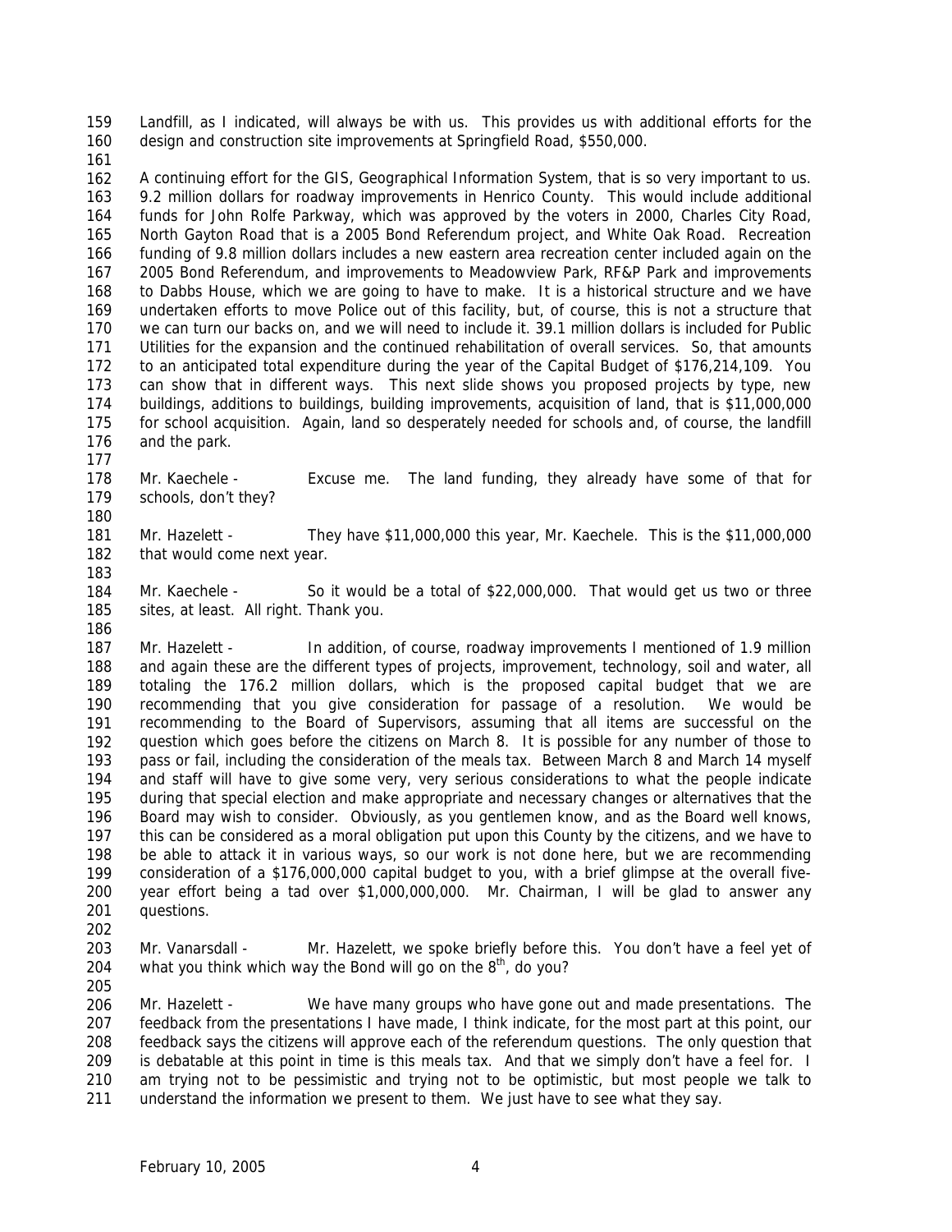Landfill, as I indicated, will always be with us. This provides us with additional efforts for the design and construction site improvements at Springfield Road, \$550,000.

A continuing effort for the GIS, Geographical Information System, that is so very important to us. 9.2 million dollars for roadway improvements in Henrico County. This would include additional funds for John Rolfe Parkway, which was approved by the voters in 2000, Charles City Road, North Gayton Road that is a 2005 Bond Referendum project, and White Oak Road. Recreation funding of 9.8 million dollars includes a new eastern area recreation center included again on the 2005 Bond Referendum, and improvements to Meadowview Park, RF&P Park and improvements to Dabbs House, which we are going to have to make. It is a historical structure and we have undertaken efforts to move Police out of this facility, but, of course, this is not a structure that we can turn our backs on, and we will need to include it. 39.1 million dollars is included for Public Utilities for the expansion and the continued rehabilitation of overall services. So, that amounts to an anticipated total expenditure during the year of the Capital Budget of \$176,214,109. You can show that in different ways. This next slide shows you proposed projects by type, new buildings, additions to buildings, building improvements, acquisition of land, that is \$11,000,000 for school acquisition. Again, land so desperately needed for schools and, of course, the landfill and the park.

Mr. Kaechele - Excuse me. The land funding, they already have some of that for schools, don't they?

Mr. Hazelett - They have \$11,000,000 this year, Mr. Kaechele. This is the \$11,000,000 that would come next year.

Mr. Kaechele - So it would be a total of \$22,000,000. That would get us two or three sites, at least. All right. Thank you.

Mr. Hazelett - In addition, of course, roadway improvements I mentioned of 1.9 million and again these are the different types of projects, improvement, technology, soil and water, all totaling the 176.2 million dollars, which is the proposed capital budget that we are recommending that you give consideration for passage of a resolution. We would be recommending to the Board of Supervisors, assuming that all items are successful on the question which goes before the citizens on March 8. It is possible for any number of those to pass or fail, including the consideration of the meals tax. Between March 8 and March 14 myself and staff will have to give some very, very serious considerations to what the people indicate during that special election and make appropriate and necessary changes or alternatives that the Board may wish to consider. Obviously, as you gentlemen know, and as the Board well knows, this can be considered as a moral obligation put upon this County by the citizens, and we have to be able to attack it in various ways, so our work is not done here, but we are recommending consideration of a \$176,000,000 capital budget to you, with a brief glimpse at the overall five-year effort being a tad over \$1,000,000,000. Mr. Chairman, I will be glad to answer any questions.

Mr. Vanarsdall - Mr. Hazelett, we spoke briefly before this. You don't have a feel yet of what you think which way the Bond will go on the 8th, do you?

Mr. Hazelett - We have many groups who have gone out and made presentations. The feedback from the presentations I have made, I think indicate, for the most part at this point, our feedback says the citizens will approve each of the referendum questions. The only question that is debatable at this point in time is this meals tax. And that we simply don't have a feel for. I am trying not to be pessimistic and trying not to be optimistic, but most people we talk to understand the information we present to them. We just have to see what they say.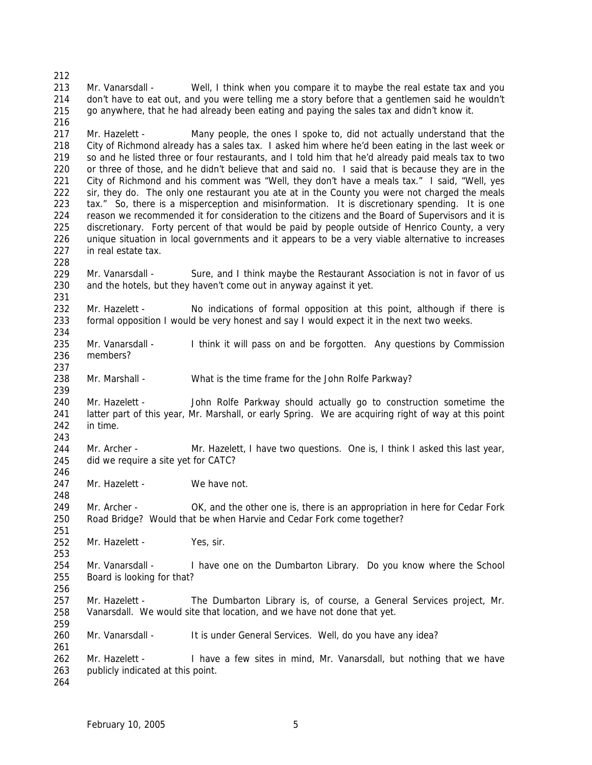Mr. Vanarsdall - Well, I think when you compare it to maybe the real estate tax and you don't have to eat out, and you were telling me a story before that a gentlemen said he wouldn't go anywhere, that he had already been eating and paying the sales tax and didn't know it.

Mr. Hazelett - Many people, the ones I spoke to, did not actually understand that the City of Richmond already has a sales tax. I asked him where he'd been eating in the last week or so and he listed three or four restaurants, and I told him that he'd already paid meals tax to two or three of those, and he didn't believe that and said no. I said that is because they are in the City of Richmond and his comment was "Well, they don't have a meals tax." I said, "Well, yes sir, they do. The only one restaurant you ate at in the County you were not charged the meals tax." So, there is a misperception and misinformation. It is discretionary spending. It is one reason we recommended it for consideration to the citizens and the Board of Supervisors and it is discretionary. Forty percent of that would be paid by people outside of Henrico County, a very unique situation in local governments and it appears to be a very viable alternative to increases in real estate tax.

Mr. Vanarsdall - Sure, and I think maybe the Restaurant Association is not in favor of us and the hotels, but they haven't come out in anyway against it yet.

Mr. Hazelett - No indications of formal opposition at this point, although if there is formal opposition I would be very honest and say I would expect it in the next two weeks.

Mr. Vanarsdall - I think it will pass on and be forgotten. Any questions by Commission members?

Mr. Marshall - What is the time frame for the John Rolfe Parkway?

Mr. Hazelett - John Rolfe Parkway should actually go to construction sometime the latter part of this year, Mr. Marshall, or early Spring. We are acquiring right of way at this point in time.

Mr. Archer - Mr. Hazelett, I have two questions. One is, I think I asked this last year, did we require a site yet for CATC?

Mr. Hazelett - We have not.

Mr. Archer - OK, and the other one is, there is an appropriation in here for Cedar Fork Road Bridge? Would that be when Harvie and Cedar Fork come together?

Mr. Hazelett - Yes, sir.

Mr. Vanarsdall - I have one on the Dumbarton Library. Do you know where the School Board is looking for that?

Mr. Hazelett - The Dumbarton Library is, of course, a General Services project, Mr. Vanarsdall. We would site that location, and we have not done that yet.

Mr. Vanarsdall - It is under General Services. Well, do you have any idea?

Mr. Hazelett - I have a few sites in mind, Mr. Vanarsdall, but nothing that we have publicly indicated at this point.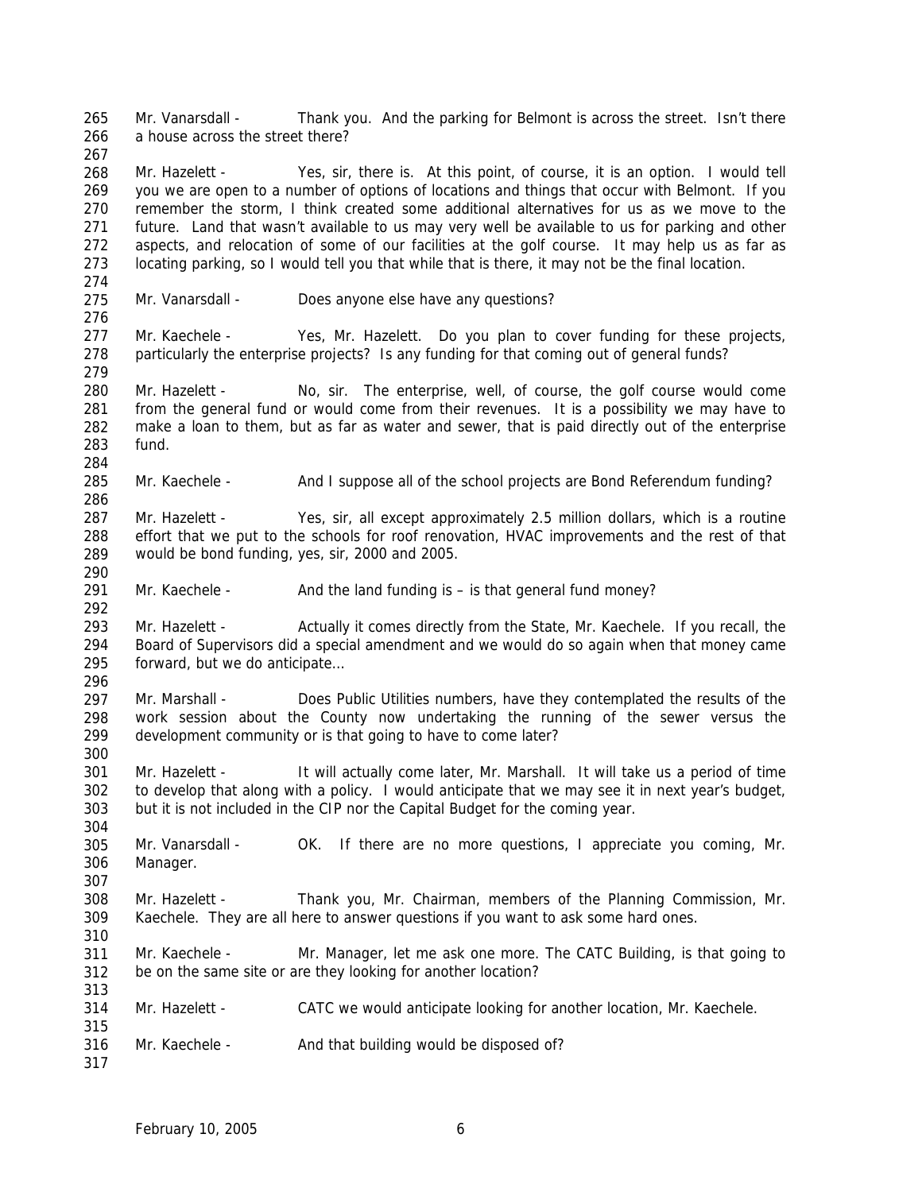Mr. Vanarsdall - Thank you. And the parking for Belmont is across the street. Isn't there a house across the street there?

Mr. Hazelett - Yes, sir, there is. At this point, of course, it is an option. I would tell you we are open to a number of options of locations and things that occur with Belmont. If you remember the storm, I think created some additional alternatives for us as we move to the future. Land that wasn't available to us may very well be available to us for parking and other aspects, and relocation of some of our facilities at the golf course. It may help us as far as locating parking, so I would tell you that while that is there, it may not be the final location.

Mr. Vanarsdall - Does anyone else have any questions?

Mr. Kaechele - Yes, Mr. Hazelett. Do you plan to cover funding for these projects, particularly the enterprise projects? Is any funding for that coming out of general funds?

Mr. Hazelett - No, sir. The enterprise, well, of course, the golf course would come from the general fund or would come from their revenues. It is a possibility we may have to make a loan to them, but as far as water and sewer, that is paid directly out of the enterprise fund.

Mr. Kaechele - And I suppose all of the school projects are Bond Referendum funding?

Mr. Hazelett - Yes, sir, all except approximately 2.5 million dollars, which is a routine effort that we put to the schools for roof renovation, HVAC improvements and the rest of that would be bond funding, yes, sir, 2000 and 2005.

Mr. Kaechele - And the land funding is – is that general fund money?

Mr. Hazelett - Actually it comes directly from the State, Mr. Kaechele. If you recall, the Board of Supervisors did a special amendment and we would do so again when that money came forward, but we do anticipate…

Mr. Marshall - Does Public Utilities numbers, have they contemplated the results of the work session about the County now undertaking the running of the sewer versus the development community or is that going to have to come later?

Mr. Hazelett - It will actually come later, Mr. Marshall. It will take us a period of time to develop that along with a policy. I would anticipate that we may see it in next year's budget, but it is not included in the CIP nor the Capital Budget for the coming year.

Mr. Vanarsdall - OK. If there are no more questions, I appreciate you coming, Mr. Manager.

Mr. Hazelett - Thank you, Mr. Chairman, members of the Planning Commission, Mr. Kaechele. They are all here to answer questions if you want to ask some hard ones.

Mr. Kaechele - Mr. Manager, let me ask one more. The CATC Building, is that going to be on the same site or are they looking for another location?

Mr. Hazelett - CATC we would anticipate looking for another location, Mr. Kaechele.

Mr. Kaechele - And that building would be disposed of?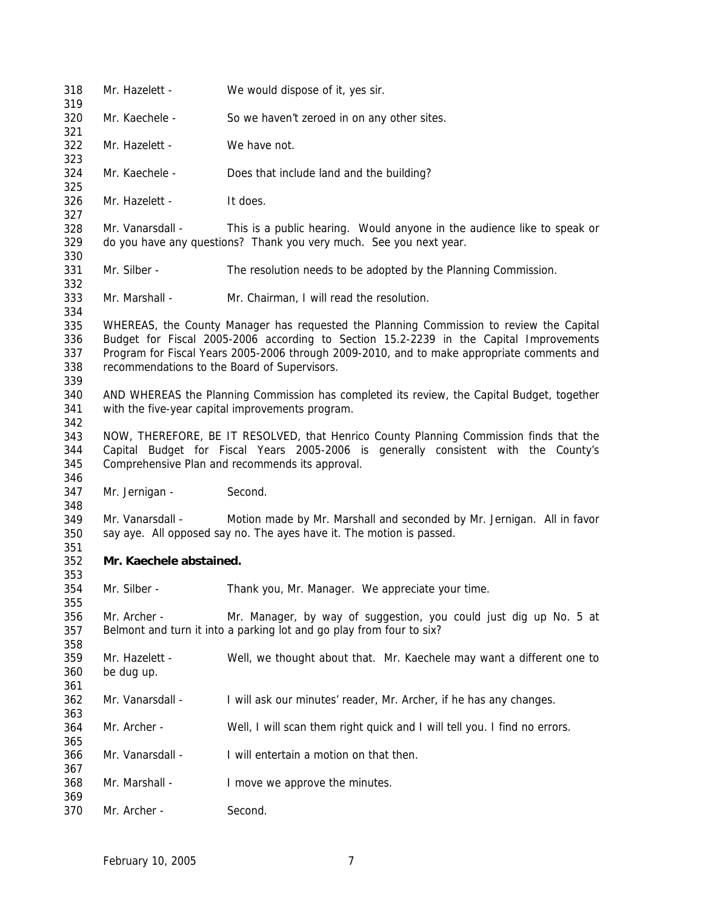Mr. Hazelett - We would dispose of it, yes sir.

Mr. Kaechele - So we haven't zeroed in on any other sites.

Mr. Hazelett - We have not.

Mr. Kaechele - Does that include land and the building?

Mr. Hazelett - It does.

Mr. Vanarsdall - This is a public hearing. Would anyone in the audience like to speak or do you have any questions? Thank you very much. See you next year.

Mr. Silber - The resolution needs to be adopted by the Planning Commission.

Mr. Marshall - Mr. Chairman, I will read the resolution.

WHEREAS, the County Manager has requested the Planning Commission to review the Capital Budget for Fiscal 2005-2006 according to Section 15.2-2239 in the Capital Improvements Program for Fiscal Years 2005-2006 through 2009-2010, and to make appropriate comments and recommendations to the Board of Supervisors.

AND WHEREAS the Planning Commission has completed its review, the Capital Budget, together with the five-year capital improvements program.

NOW, THEREFORE, BE IT RESOLVED, that Henrico County Planning Commission finds that the Capital Budget for Fiscal Years 2005-2006 is generally consistent with the County's Comprehensive Plan and recommends its approval.

Mr. Jernigan - Second.

Mr. Vanarsdall - Motion made by Mr. Marshall and seconded by Mr. Jernigan. All in favor say aye. All opposed say no. The ayes have it. The motion is passed.

**Mr. Kaechele abstained.**

Mr. Silber - Thank you, Mr. Manager. We appreciate your time.

Mr. Archer - Mr. Manager, by way of suggestion, you could just dig up No. 5 at Belmont and turn it into a parking lot and go play from four to six?

Mr. Hazelett - Well, we thought about that. Mr. Kaechele may want a different one to be dug up.

Mr. Vanarsdall - I will ask our minutes' reader, Mr. Archer, if he has any changes.

Mr. Archer - Well, I will scan them right quick and I will tell you. I find no errors.

Mr. Vanarsdall - I will entertain a motion on that then.

Mr. Marshall - I move we approve the minutes.

Mr. Archer - Second.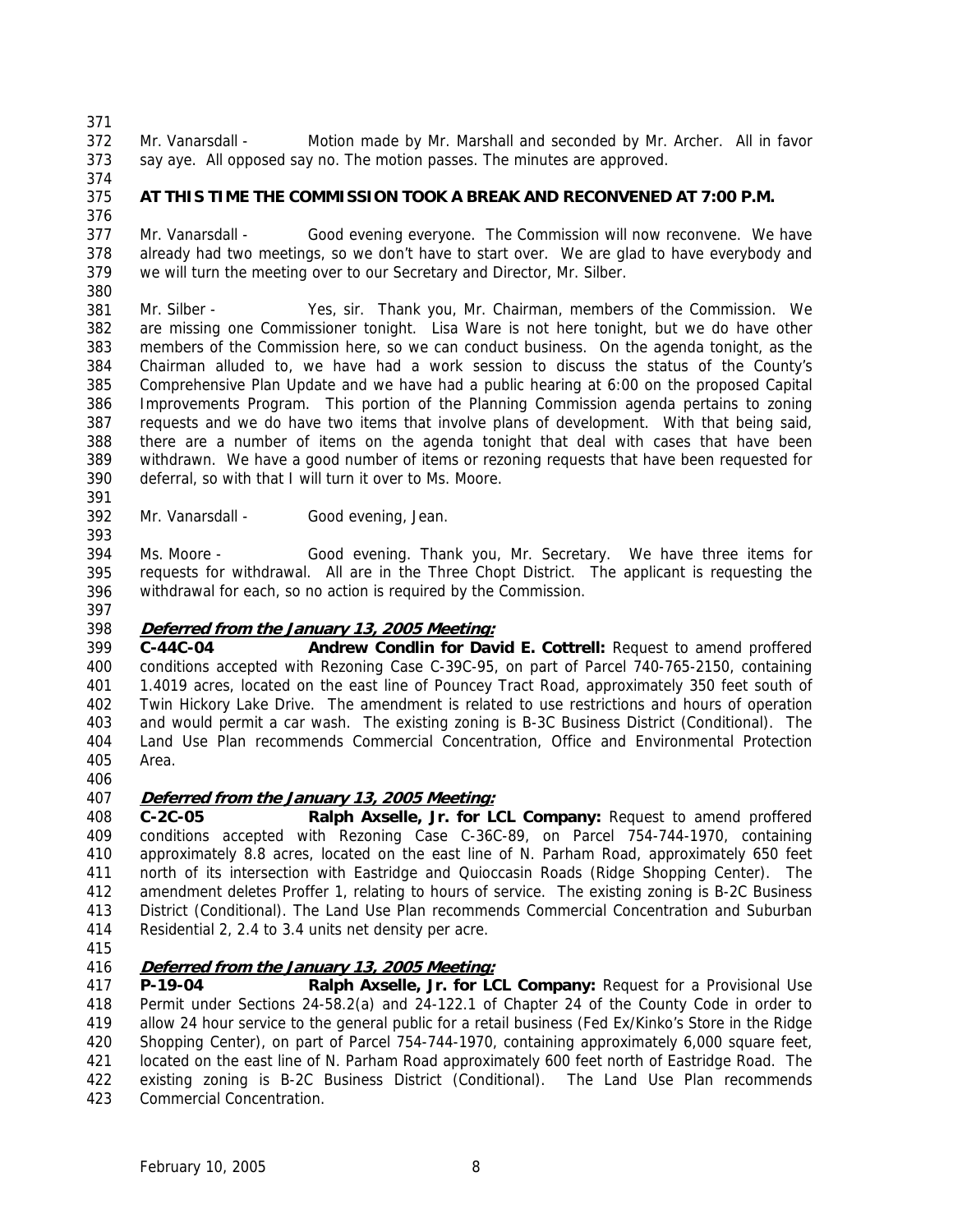Mr. Vanarsdall - Motion made by Mr. Marshall and seconded by Mr. Archer. All in favor say aye. All opposed say no. The motion passes. The minutes are approved.

**AT THIS TIME THE COMMISSION TOOK A BREAK AND RECONVENED AT 7:00 P.M.**

Mr. Vanarsdall - Good evening everyone. The Commission will now reconvene. We have already had two meetings, so we don't have to start over. We are glad to have everybody and we will turn the meeting over to our Secretary and Director, Mr. Silber.

Mr. Silber - Yes, sir. Thank you, Mr. Chairman, members of the Commission. We are missing one Commissioner tonight. Lisa Ware is not here tonight, but we do have other members of the Commission here, so we can conduct business. On the agenda tonight, as the Chairman alluded to, we have had a work session to discuss the status of the County's Comprehensive Plan Update and we have had a public hearing at 6:00 on the proposed Capital Improvements Program. This portion of the Planning Commission agenda pertains to zoning requests and we do have two items that involve plans of development. With that being said, there are a number of items on the agenda tonight that deal with cases that have been withdrawn. We have a good number of items or rezoning requests that have been requested for deferral, so with that I will turn it over to Ms. Moore.

Mr. Vanarsdall - Good evening, Jean.

Ms. Moore - Good evening. Thank you, Mr. Secretary. We have three items for requests for withdrawal. All are in the Three Chopt District. The applicant is requesting the withdrawal for each, so no action is required by the Commission.

***Deferred from the January 13, 2005 Meeting:***

**C-44C-04 Andrew Condlin for David E. Cottrell:** Request to amend proffered conditions accepted with Rezoning Case C-39C-95, on part of Parcel 740-765-2150, containing 1.4019 acres, located on the east line of Pouncey Tract Road, approximately 350 feet south of Twin Hickory Lake Drive. The amendment is related to use restrictions and hours of operation and would permit a car wash. The existing zoning is B-3C Business District (Conditional). The Land Use Plan recommends Commercial Concentration, Office and Environmental Protection Area.

***Deferred from the January 13, 2005 Meeting:***

**C-2C-05 Ralph Axselle, Jr. for LCL Company:** Request to amend proffered conditions accepted with Rezoning Case C-36C-89, on Parcel 754-744-1970, containing approximately 8.8 acres, located on the east line of N. Parham Road, approximately 650 feet north of its intersection with Eastridge and Quioccasin Roads (Ridge Shopping Center). The amendment deletes Proffer 1, relating to hours of service. The existing zoning is B-2C Business District (Conditional). The Land Use Plan recommends Commercial Concentration and Suburban Residential 2, 2.4 to 3.4 units net density per acre.

***Deferred from the January 13, 2005 Meeting:***

**P-19-04 Ralph Axselle, Jr. for LCL Company:** Request for a Provisional Use Permit under Sections 24-58.2(a) and 24-122.1 of Chapter 24 of the County Code in order to allow 24 hour service to the general public for a retail business (Fed Ex/Kinko's Store in the Ridge Shopping Center), on part of Parcel 754-744-1970, containing approximately 6,000 square feet, located on the east line of N. Parham Road approximately 600 feet north of Eastridge Road. The existing zoning is B-2C Business District (Conditional). The Land Use Plan recommends Commercial Concentration.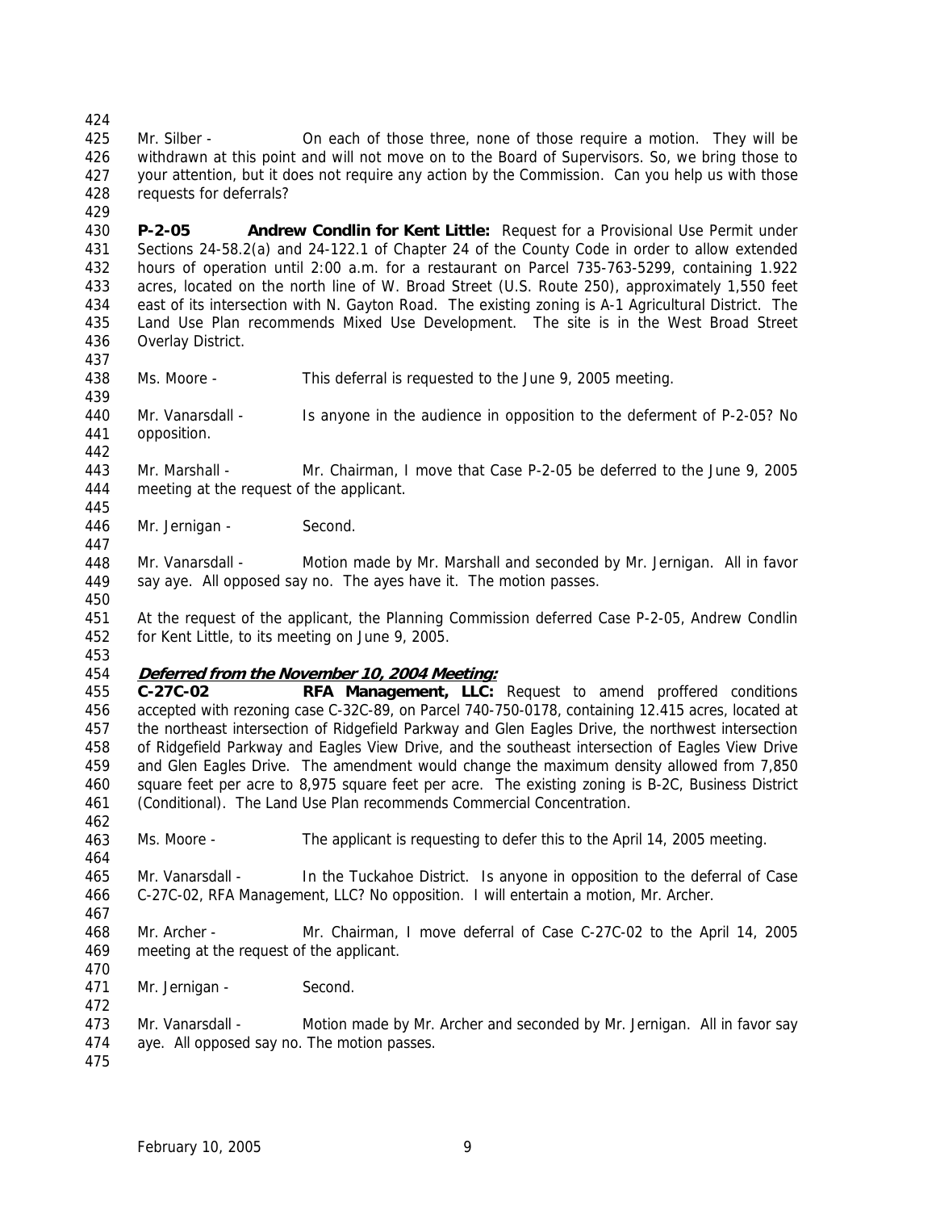Mr. Silber - On each of those three, none of those require a motion. They will be withdrawn at this point and will not move on to the Board of Supervisors. So, we bring those to your attention, but it does not require any action by the Commission. Can you help us with those requests for deferrals?

**P-2-05 Andrew Condlin for Kent Little:** Request for a Provisional Use Permit under Sections 24-58.2(a) and 24-122.1 of Chapter 24 of the County Code in order to allow extended hours of operation until 2:00 a.m. for a restaurant on Parcel 735-763-5299, containing 1.922 acres, located on the north line of W. Broad Street (U.S. Route 250), approximately 1,550 feet east of its intersection with N. Gayton Road. The existing zoning is A-1 Agricultural District. The Land Use Plan recommends Mixed Use Development. The site is in the West Broad Street Overlay District.

Ms. Moore - This deferral is requested to the June 9, 2005 meeting.

Mr. Vanarsdall - Is anyone in the audience in opposition to the deferment of P-2-05? No opposition.

Mr. Marshall - Mr. Chairman, I move that Case P-2-05 be deferred to the June 9, 2005 meeting at the request of the applicant.

Mr. Jernigan - Second.

Mr. Vanarsdall - Motion made by Mr. Marshall and seconded by Mr. Jernigan. All in favor say aye. All opposed say no. The ayes have it. The motion passes.

At the request of the applicant, the Planning Commission deferred Case P-2-05, Andrew Condlin for Kent Little, to its meeting on June 9, 2005.

***Deferred from the November 10, 2004 Meeting:***

**C-27C-02 RFA Management, LLC:** Request to amend proffered conditions accepted with rezoning case C-32C-89, on Parcel 740-750-0178, containing 12.415 acres, located at the northeast intersection of Ridgefield Parkway and Glen Eagles Drive, the northwest intersection of Ridgefield Parkway and Eagles View Drive, and the southeast intersection of Eagles View Drive and Glen Eagles Drive. The amendment would change the maximum density allowed from 7,850 square feet per acre to 8,975 square feet per acre. The existing zoning is B-2C, Business District (Conditional). The Land Use Plan recommends Commercial Concentration.

Ms. Moore - The applicant is requesting to defer this to the April 14, 2005 meeting.

Mr. Vanarsdall - In the Tuckahoe District. Is anyone in opposition to the deferral of Case C-27C-02, RFA Management, LLC? No opposition. I will entertain a motion, Mr. Archer.

Mr. Archer - Mr. Chairman, I move deferral of Case C-27C-02 to the April 14, 2005 meeting at the request of the applicant.

Mr. Jernigan - Second.

Mr. Vanarsdall - Motion made by Mr. Archer and seconded by Mr. Jernigan. All in favor say aye. All opposed say no. The motion passes.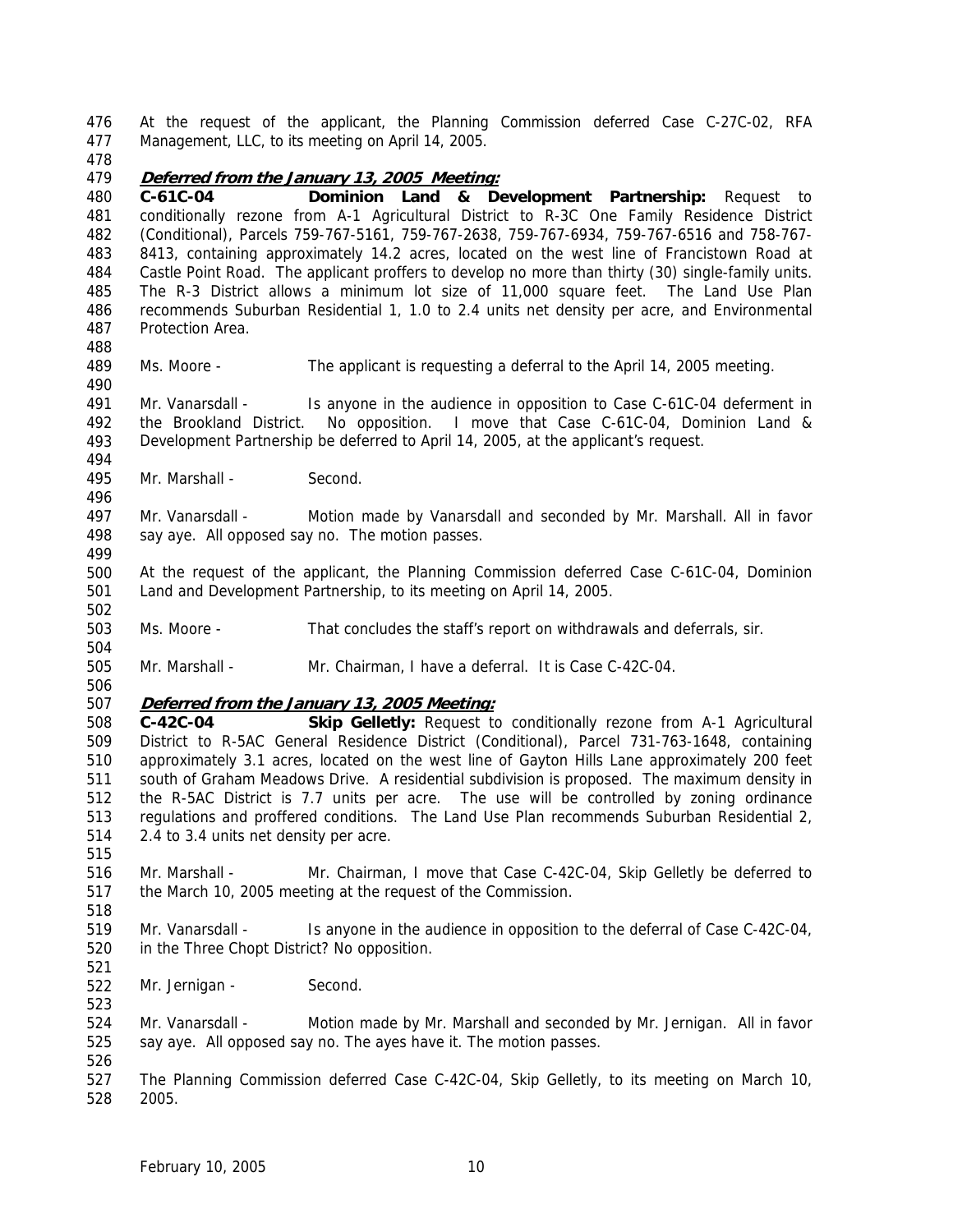At the request of the applicant, the Planning Commission deferred Case C-27C-02, RFA Management, LLC, to its meeting on April 14, 2005.

***Deferred from the January 13, 2005 Meeting:***

**C-61C-04 Dominion Land & Development Partnership:** Request to conditionally rezone from A-1 Agricultural District to R-3C One Family Residence District (Conditional), Parcels 759-767-5161, 759-767-2638, 759-767-6934, 759-767-6516 and 758-767-8413, containing approximately 14.2 acres, located on the west line of Francistown Road at Castle Point Road. The applicant proffers to develop no more than thirty (30) single-family units. The R-3 District allows a minimum lot size of 11,000 square feet. The Land Use Plan recommends Suburban Residential 1, 1.0 to 2.4 units net density per acre, and Environmental Protection Area.

Ms. Moore - The applicant is requesting a deferral to the April 14, 2005 meeting.

Mr. Vanarsdall - Is anyone in the audience in opposition to Case C-61C-04 deferment in the Brookland District. No opposition. I move that Case C-61C-04, Dominion Land & Development Partnership be deferred to April 14, 2005, at the applicant's request.

Mr. Marshall - Second.

Mr. Vanarsdall - Motion made by Vanarsdall and seconded by Mr. Marshall. All in favor say aye. All opposed say no. The motion passes.

At the request of the applicant, the Planning Commission deferred Case C-61C-04, Dominion Land and Development Partnership, to its meeting on April 14, 2005.

Ms. Moore - That concludes the staff's report on withdrawals and deferrals, sir.

Mr. Marshall - Mr. Chairman, I have a deferral. It is Case C-42C-04.

***Deferred from the January 13, 2005 Meeting:***

**C-42C-04 Skip Gelletly:** Request to conditionally rezone from A-1 Agricultural District to R-5AC General Residence District (Conditional), Parcel 731-763-1648, containing approximately 3.1 acres, located on the west line of Gayton Hills Lane approximately 200 feet south of Graham Meadows Drive. A residential subdivision is proposed. The maximum density in the R-5AC District is 7.7 units per acre. The use will be controlled by zoning ordinance regulations and proffered conditions. The Land Use Plan recommends Suburban Residential 2, 2.4 to 3.4 units net density per acre.

Mr. Marshall - Mr. Chairman, I move that Case C-42C-04, Skip Gelletly be deferred to the March 10, 2005 meeting at the request of the Commission.

Mr. Vanarsdall - Is anyone in the audience in opposition to the deferral of Case C-42C-04, in the Three Chopt District? No opposition.

Mr. Jernigan - Second.

Mr. Vanarsdall - Motion made by Mr. Marshall and seconded by Mr. Jernigan. All in favor say aye. All opposed say no. The ayes have it. The motion passes.

The Planning Commission deferred Case C-42C-04, Skip Gelletly, to its meeting on March 10, 2005.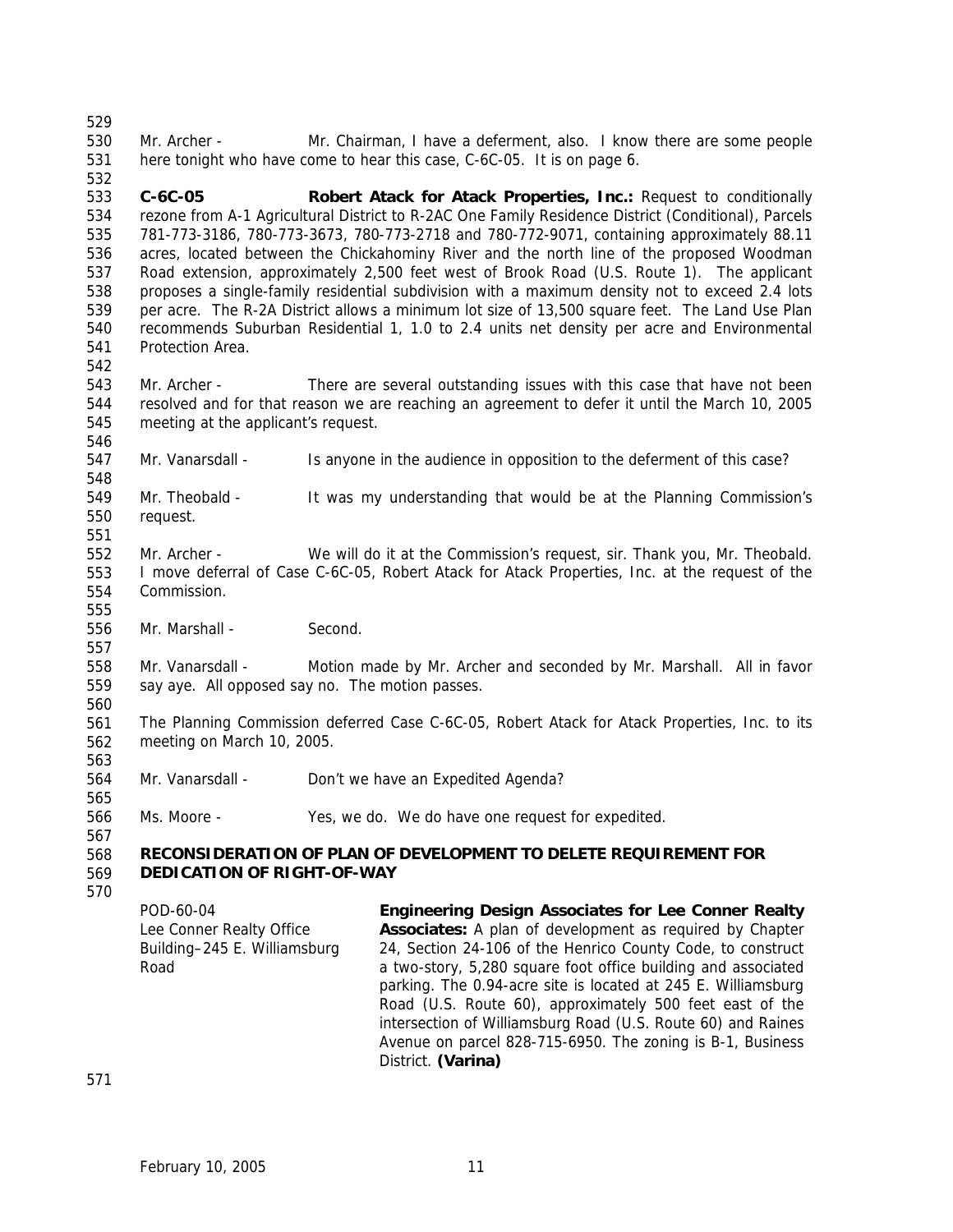Mr. Archer - Mr. Chairman, I have a deferment, also. I know there are some people here tonight who have come to hear this case, C-6C-05. It is on page 6.

**C-6C-05** **Robert Atack for Atack Properties, Inc.:** Request to conditionally rezone from A-1 Agricultural District to R-2AC One Family Residence District (Conditional), Parcels 781-773-3186, 780-773-3673, 780-773-2718 and 780-772-9071, containing approximately 88.11 acres, located between the Chickahominy River and the north line of the proposed Woodman Road extension, approximately 2,500 feet west of Brook Road (U.S. Route 1). The applicant proposes a single-family residential subdivision with a maximum density not to exceed 2.4 lots per acre. The R-2A District allows a minimum lot size of 13,500 square feet. The Land Use Plan recommends Suburban Residential 1, 1.0 to 2.4 units net density per acre and Environmental Protection Area.

Mr. Archer - There are several outstanding issues with this case that have not been resolved and for that reason we are reaching an agreement to defer it until the March 10, 2005 meeting at the applicant's request.

Mr. Vanarsdall - Is anyone in the audience in opposition to the deferment of this case?

Mr. Theobald - It was my understanding that would be at the Planning Commission's request.

Mr. Archer - We will do it at the Commission's request, sir. Thank you, Mr. Theobald. I move deferral of Case C-6C-05, Robert Atack for Atack Properties, Inc. at the request of the Commission.

Mr. Marshall - Second.

Mr. Vanarsdall - Motion made by Mr. Archer and seconded by Mr. Marshall. All in favor say aye. All opposed say no. The motion passes.

The Planning Commission deferred Case C-6C-05, Robert Atack for Atack Properties, Inc. to its meeting on March 10, 2005.

Mr. Vanarsdall - Don't we have an Expedited Agenda?

Ms. Moore - Yes, we do. We do have one request for expedited.

**RECONSIDERATION OF PLAN OF DEVELOPMENT TO DELETE REQUIREMENT FOR DEDICATION OF RIGHT-OF-WAY**

POD-60-04
Lee Conner Realty Office Building–245 E. Williamsburg Road

**Engineering Design Associates for Lee Conner Realty Associates:** A plan of development as required by Chapter 24, Section 24-106 of the Henrico County Code, to construct a two-story, 5,280 square foot office building and associated parking. The 0.94-acre site is located at 245 E. Williamsburg Road (U.S. Route 60), approximately 500 feet east of the intersection of Williamsburg Road (U.S. Route 60) and Raines Avenue on parcel 828-715-6950. The zoning is B-1, Business District. **(Varina)**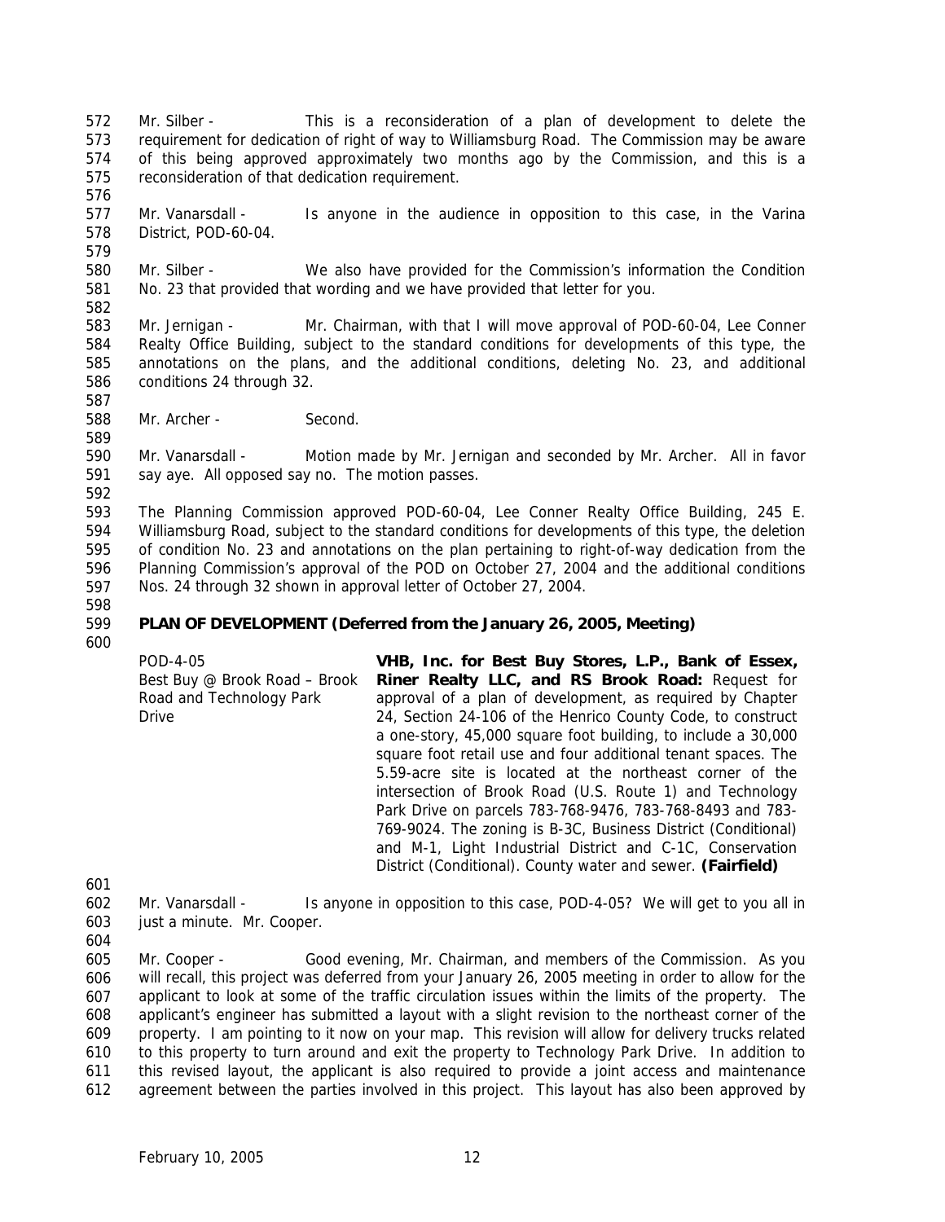Mr. Silber - This is a reconsideration of a plan of development to delete the requirement for dedication of right of way to Williamsburg Road. The Commission may be aware of this being approved approximately two months ago by the Commission, and this is a reconsideration of that dedication requirement.

Mr. Vanarsdall - Is anyone in the audience in opposition to this case, in the Varina District, POD-60-04.

Mr. Silber - We also have provided for the Commission's information the Condition No. 23 that provided that wording and we have provided that letter for you.

Mr. Jernigan - Mr. Chairman, with that I will move approval of POD-60-04, Lee Conner Realty Office Building, subject to the standard conditions for developments of this type, the annotations on the plans, and the additional conditions, deleting No. 23, and additional conditions 24 through 32.

Mr. Archer - Second.

Mr. Vanarsdall - Motion made by Mr. Jernigan and seconded by Mr. Archer. All in favor say aye. All opposed say no. The motion passes.

The Planning Commission approved POD-60-04, Lee Conner Realty Office Building, 245 E. Williamsburg Road, subject to the standard conditions for developments of this type, the deletion of condition No. 23 and annotations on the plan pertaining to right-of-way dedication from the Planning Commission's approval of the POD on October 27, 2004 and the additional conditions Nos. 24 through 32 shown in approval letter of October 27, 2004.

**PLAN OF DEVELOPMENT (Deferred from the January 26, 2005, Meeting)**

POD-4-05
Best Buy @ Brook Road – Brook Road and Technology Park Drive

**VHB, Inc. for Best Buy Stores, L.P., Bank of Essex, Riner Realty LLC, and RS Brook Road:** Request for approval of a plan of development, as required by Chapter 24, Section 24-106 of the Henrico County Code, to construct a one-story, 45,000 square foot building, to include a 30,000 square foot retail use and four additional tenant spaces. The 5.59-acre site is located at the northeast corner of the intersection of Brook Road (U.S. Route 1) and Technology Park Drive on parcels 783-768-9476, 783-768-8493 and 783-769-9024. The zoning is B-3C, Business District (Conditional) and M-1, Light Industrial District and C-1C, Conservation District (Conditional). County water and sewer. **(Fairfield)**

Mr. Vanarsdall - Is anyone in opposition to this case, POD-4-05? We will get to you all in just a minute. Mr. Cooper.

Mr. Cooper - Good evening, Mr. Chairman, and members of the Commission. As you will recall, this project was deferred from your January 26, 2005 meeting in order to allow for the applicant to look at some of the traffic circulation issues within the limits of the property. The applicant's engineer has submitted a layout with a slight revision to the northeast corner of the property. I am pointing to it now on your map. This revision will allow for delivery trucks related to this property to turn around and exit the property to Technology Park Drive. In addition to this revised layout, the applicant is also required to provide a joint access and maintenance agreement between the parties involved in this project. This layout has also been approved by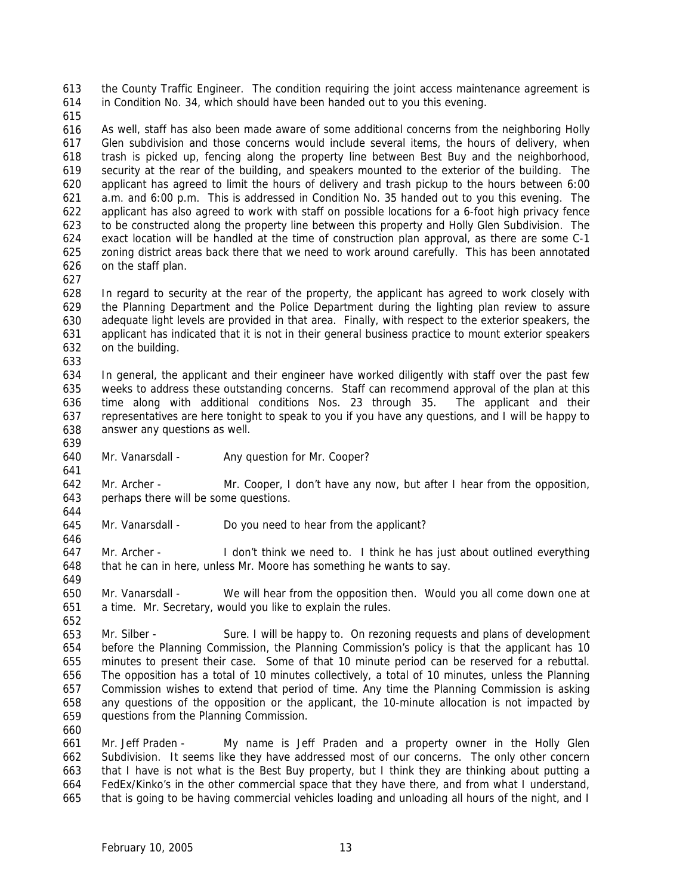the County Traffic Engineer. The condition requiring the joint access maintenance agreement is in Condition No. 34, which should have been handed out to you this evening.

As well, staff has also been made aware of some additional concerns from the neighboring Holly Glen subdivision and those concerns would include several items, the hours of delivery, when trash is picked up, fencing along the property line between Best Buy and the neighborhood, security at the rear of the building, and speakers mounted to the exterior of the building. The applicant has agreed to limit the hours of delivery and trash pickup to the hours between 6:00 a.m. and 6:00 p.m. This is addressed in Condition No. 35 handed out to you this evening. The applicant has also agreed to work with staff on possible locations for a 6-foot high privacy fence to be constructed along the property line between this property and Holly Glen Subdivision. The exact location will be handled at the time of construction plan approval, as there are some C-1 zoning district areas back there that we need to work around carefully. This has been annotated on the staff plan.

In regard to security at the rear of the property, the applicant has agreed to work closely with the Planning Department and the Police Department during the lighting plan review to assure adequate light levels are provided in that area. Finally, with respect to the exterior speakers, the applicant has indicated that it is not in their general business practice to mount exterior speakers on the building.

In general, the applicant and their engineer have worked diligently with staff over the past few weeks to address these outstanding concerns. Staff can recommend approval of the plan at this time along with additional conditions Nos. 23 through 35. The applicant and their representatives are here tonight to speak to you if you have any questions, and I will be happy to answer any questions as well.

Mr. Vanarsdall - Any question for Mr. Cooper?

Mr. Archer - Mr. Cooper, I don't have any now, but after I hear from the opposition, perhaps there will be some questions.

Mr. Vanarsdall - Do you need to hear from the applicant?

Mr. Archer - I don't think we need to. I think he has just about outlined everything that he can in here, unless Mr. Moore has something he wants to say.

Mr. Vanarsdall - We will hear from the opposition then. Would you all come down one at a time. Mr. Secretary, would you like to explain the rules.

Mr. Silber - Sure. I will be happy to. On rezoning requests and plans of development before the Planning Commission, the Planning Commission's policy is that the applicant has 10 minutes to present their case. Some of that 10 minute period can be reserved for a rebuttal. The opposition has a total of 10 minutes collectively, a total of 10 minutes, unless the Planning Commission wishes to extend that period of time. Any time the Planning Commission is asking any questions of the opposition or the applicant, the 10-minute allocation is not impacted by questions from the Planning Commission.

Mr. Jeff Praden - My name is Jeff Praden and a property owner in the Holly Glen Subdivision. It seems like they have addressed most of our concerns. The only other concern that I have is not what is the Best Buy property, but I think they are thinking about putting a FedEx/Kinko's in the other commercial space that they have there, and from what I understand, that is going to be having commercial vehicles loading and unloading all hours of the night, and I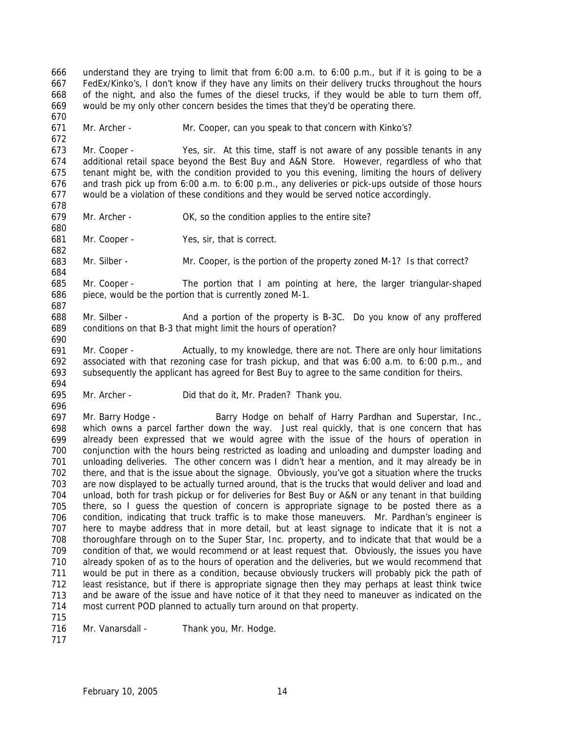understand they are trying to limit that from 6:00 a.m. to 6:00 p.m., but if it is going to be a FedEx/Kinko's, I don't know if they have any limits on their delivery trucks throughout the hours of the night, and also the fumes of the diesel trucks, if they would be able to turn them off, would be my only other concern besides the times that they'd be operating there.

Mr. Archer - Mr. Cooper, can you speak to that concern with Kinko's?

Mr. Cooper - Yes, sir. At this time, staff is not aware of any possible tenants in any additional retail space beyond the Best Buy and A&N Store. However, regardless of who that tenant might be, with the condition provided to you this evening, limiting the hours of delivery and trash pick up from 6:00 a.m. to 6:00 p.m., any deliveries or pick-ups outside of those hours would be a violation of these conditions and they would be served notice accordingly.

Mr. Archer - OK, so the condition applies to the entire site?

Mr. Cooper - Yes, sir, that is correct.

Mr. Silber - Mr. Cooper, is the portion of the property zoned M-1? Is that correct?

Mr. Cooper - The portion that I am pointing at here, the larger triangular-shaped piece, would be the portion that is currently zoned M-1.

Mr. Silber - And a portion of the property is B-3C. Do you know of any proffered conditions on that B-3 that might limit the hours of operation?

Mr. Cooper - Actually, to my knowledge, there are not. There are only hour limitations associated with that rezoning case for trash pickup, and that was 6:00 a.m. to 6:00 p.m., and subsequently the applicant has agreed for Best Buy to agree to the same condition for theirs.

Mr. Archer - Did that do it, Mr. Praden? Thank you.

Mr. Barry Hodge - Barry Hodge on behalf of Harry Pardhan and Superstar, Inc., which owns a parcel farther down the way. Just real quickly, that is one concern that has already been expressed that we would agree with the issue of the hours of operation in conjunction with the hours being restricted as loading and unloading and dumpster loading and unloading deliveries. The other concern was I didn't hear a mention, and it may already be in there, and that is the issue about the signage. Obviously, you've got a situation where the trucks are now displayed to be actually turned around, that is the trucks that would deliver and load and unload, both for trash pickup or for deliveries for Best Buy or A&N or any tenant in that building there, so I guess the question of concern is appropriate signage to be posted there as a condition, indicating that truck traffic is to make those maneuvers. Mr. Pardhan's engineer is here to maybe address that in more detail, but at least signage to indicate that it is not a thoroughfare through on to the Super Star, Inc. property, and to indicate that that would be a condition of that, we would recommend or at least request that. Obviously, the issues you have already spoken of as to the hours of operation and the deliveries, but we would recommend that would be put in there as a condition, because obviously truckers will probably pick the path of least resistance, but if there is appropriate signage then they may perhaps at least think twice and be aware of the issue and have notice of it that they need to maneuver as indicated on the most current POD planned to actually turn around on that property.

Mr. Vanarsdall - Thank you, Mr. Hodge.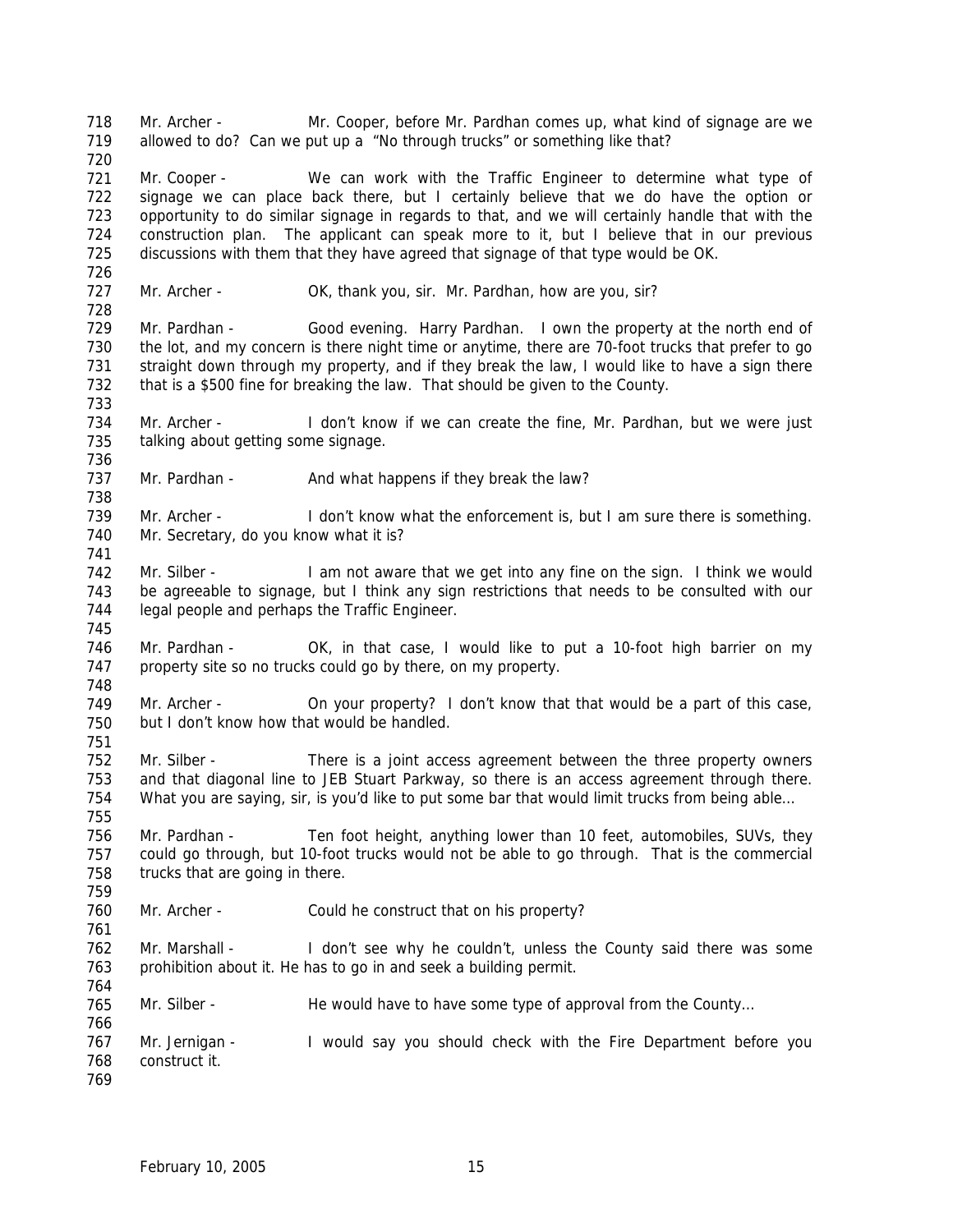Mr. Archer - Mr. Cooper, before Mr. Pardhan comes up, what kind of signage are we allowed to do? Can we put up a "No through trucks" or something like that?

Mr. Cooper - We can work with the Traffic Engineer to determine what type of signage we can place back there, but I certainly believe that we do have the option or opportunity to do similar signage in regards to that, and we will certainly handle that with the construction plan. The applicant can speak more to it, but I believe that in our previous discussions with them that they have agreed that signage of that type would be OK.

Mr. Archer - OK, thank you, sir. Mr. Pardhan, how are you, sir?

Mr. Pardhan - Good evening. Harry Pardhan. I own the property at the north end of the lot, and my concern is there night time or anytime, there are 70-foot trucks that prefer to go straight down through my property, and if they break the law, I would like to have a sign there that is a $500 fine for breaking the law. That should be given to the County.

Mr. Archer - I don't know if we can create the fine, Mr. Pardhan, but we were just talking about getting some signage.

Mr. Pardhan - And what happens if they break the law?

Mr. Archer - I don't know what the enforcement is, but I am sure there is something. Mr. Secretary, do you know what it is?

Mr. Silber - I am not aware that we get into any fine on the sign. I think we would be agreeable to signage, but I think any sign restrictions that needs to be consulted with our legal people and perhaps the Traffic Engineer.

Mr. Pardhan - OK, in that case, I would like to put a 10-foot high barrier on my property site so no trucks could go by there, on my property.

Mr. Archer - On your property? I don't know that that would be a part of this case, but I don't know how that would be handled.

Mr. Silber - There is a joint access agreement between the three property owners and that diagonal line to JEB Stuart Parkway, so there is an access agreement through there. What you are saying, sir, is you'd like to put some bar that would limit trucks from being able…

Mr. Pardhan - Ten foot height, anything lower than 10 feet, automobiles, SUVs, they could go through, but 10-foot trucks would not be able to go through. That is the commercial trucks that are going in there.

Mr. Archer - Could he construct that on his property?

Mr. Marshall - I don't see why he couldn't, unless the County said there was some prohibition about it. He has to go in and seek a building permit.

Mr. Silber - He would have to have some type of approval from the County…

Mr. Jernigan - I would say you should check with the Fire Department before you construct it.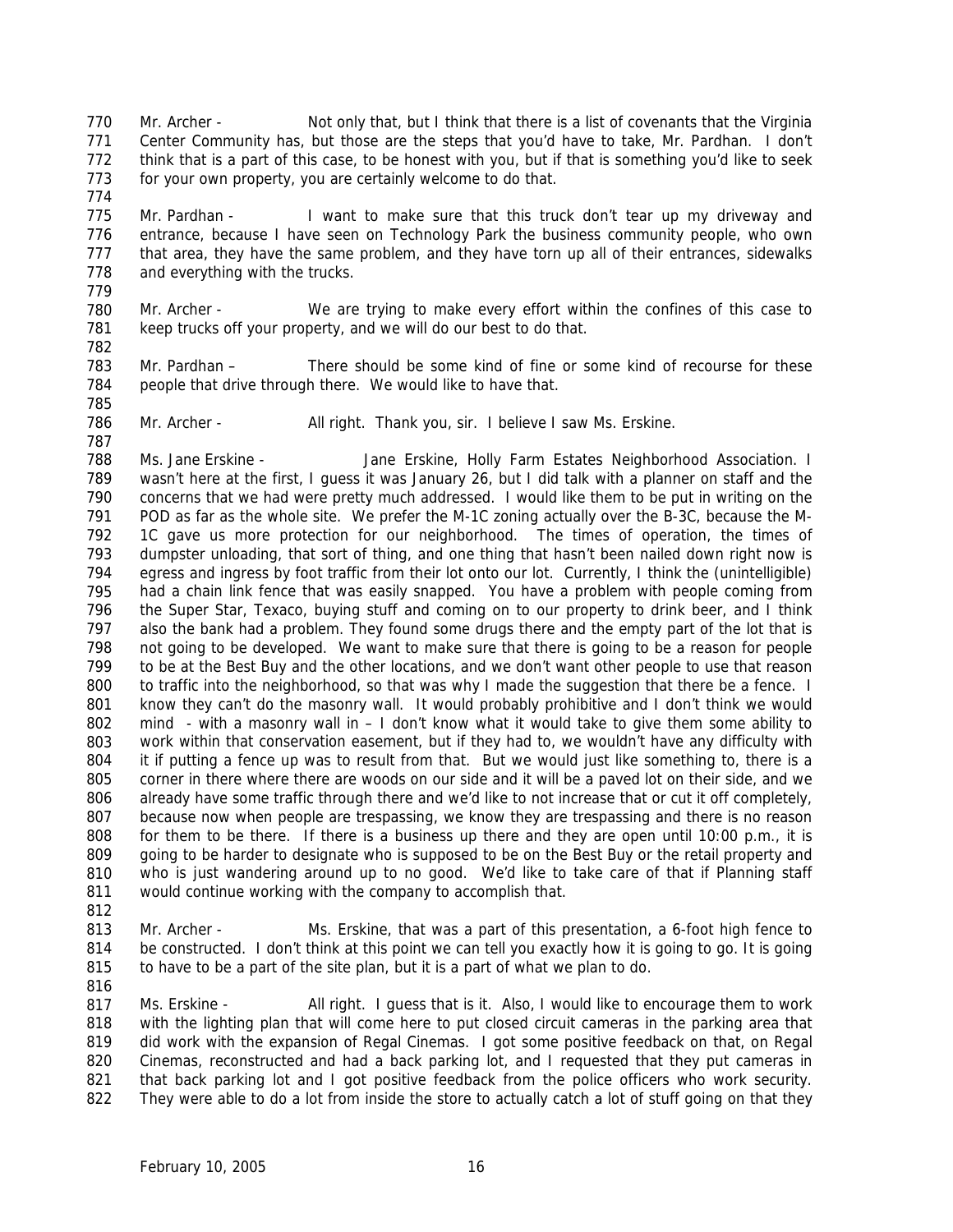770 Mr. Archer - Not only that, but I think that there is a list of covenants that the Virginia
771 Center Community has, but those are the steps that you'd have to take, Mr. Pardhan. I don't
772 think that is a part of this case, to be honest with you, but if that is something you'd like to seek
773 for your own property, you are certainly welcome to do that.
774
775 Mr. Pardhan - I want to make sure that this truck don't tear up my driveway and
776 entrance, because I have seen on Technology Park the business community people, who own
777 that area, they have the same problem, and they have torn up all of their entrances, sidewalks
778 and everything with the trucks.
779
780 Mr. Archer - We are trying to make every effort within the confines of this case to
781 keep trucks off your property, and we will do our best to do that.
782
783 Mr. Pardhan – There should be some kind of fine or some kind of recourse for these
784 people that drive through there. We would like to have that.
785
786 Mr. Archer - All right. Thank you, sir. I believe I saw Ms. Erskine.
787
788 Ms. Jane Erskine - Jane Erskine, Holly Farm Estates Neighborhood Association. I
789 wasn't here at the first, I guess it was January 26, but I did talk with a planner on staff and the
790 concerns that we had were pretty much addressed. I would like them to be put in writing on the
791 POD as far as the whole site. We prefer the M-1C zoning actually over the B-3C, because the M-
792 1C gave us more protection for our neighborhood. The times of operation, the times of
793 dumpster unloading, that sort of thing, and one thing that hasn't been nailed down right now is
794 egress and ingress by foot traffic from their lot onto our lot. Currently, I think the (unintelligible)
795 had a chain link fence that was easily snapped. You have a problem with people coming from
796 the Super Star, Texaco, buying stuff and coming on to our property to drink beer, and I think
797 also the bank had a problem. They found some drugs there and the empty part of the lot that is
798 not going to be developed. We want to make sure that there is going to be a reason for people
799 to be at the Best Buy and the other locations, and we don't want other people to use that reason
800 to traffic into the neighborhood, so that was why I made the suggestion that there be a fence. I
801 know they can't do the masonry wall. It would probably prohibitive and I don't think we would
802 mind - with a masonry wall in – I don't know what it would take to give them some ability to
803 work within that conservation easement, but if they had to, we wouldn't have any difficulty with
804 it if putting a fence up was to result from that. But we would just like something to, there is a
805 corner in there where there are woods on our side and it will be a paved lot on their side, and we
806 already have some traffic through there and we'd like to not increase that or cut it off completely,
807 because now when people are trespassing, we know they are trespassing and there is no reason
808 for them to be there. If there is a business up there and they are open until 10:00 p.m., it is
809 going to be harder to designate who is supposed to be on the Best Buy or the retail property and
810 who is just wandering around up to no good. We'd like to take care of that if Planning staff
811 would continue working with the company to accomplish that.
812
813 Mr. Archer - Ms. Erskine, that was a part of this presentation, a 6-foot high fence to
814 be constructed. I don't think at this point we can tell you exactly how it is going to go. It is going
815 to have to be a part of the site plan, but it is a part of what we plan to do.
816
817 Ms. Erskine - All right. I guess that is it. Also, I would like to encourage them to work
818 with the lighting plan that will come here to put closed circuit cameras in the parking area that
819 did work with the expansion of Regal Cinemas. I got some positive feedback on that, on Regal
820 Cinemas, reconstructed and had a back parking lot, and I requested that they put cameras in
821 that back parking lot and I got positive feedback from the police officers who work security.
822 They were able to do a lot from inside the store to actually catch a lot of stuff going on that they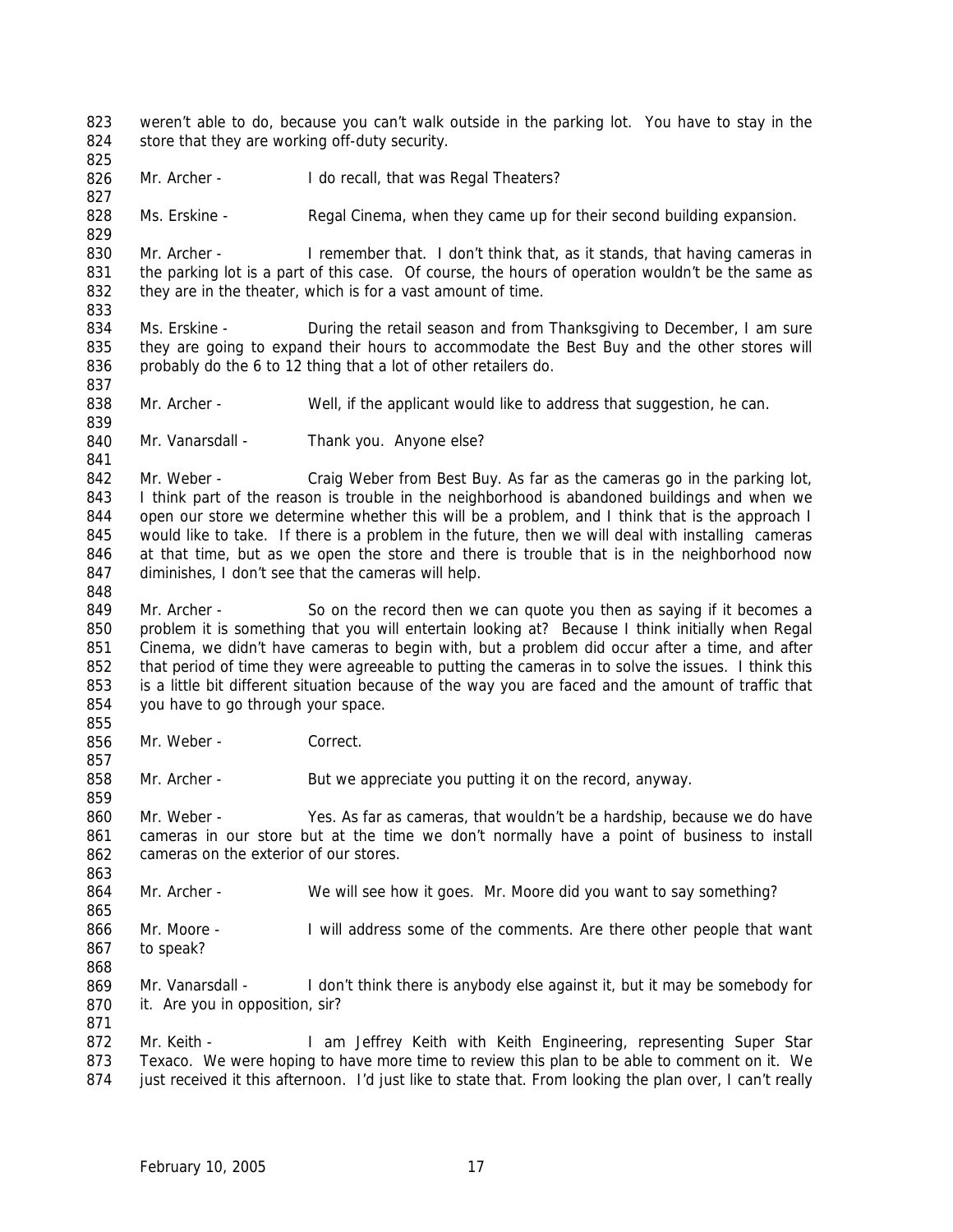weren't able to do, because you can't walk outside in the parking lot. You have to stay in the store that they are working off-duty security.

Mr. Archer - I do recall, that was Regal Theaters?

Ms. Erskine - Regal Cinema, when they came up for their second building expansion.

Mr. Archer - I remember that. I don't think that, as it stands, that having cameras in the parking lot is a part of this case. Of course, the hours of operation wouldn't be the same as they are in the theater, which is for a vast amount of time.

Ms. Erskine - During the retail season and from Thanksgiving to December, I am sure they are going to expand their hours to accommodate the Best Buy and the other stores will probably do the 6 to 12 thing that a lot of other retailers do.

Mr. Archer - Well, if the applicant would like to address that suggestion, he can.

Mr. Vanarsdall - Thank you. Anyone else?

Mr. Weber - Craig Weber from Best Buy. As far as the cameras go in the parking lot, I think part of the reason is trouble in the neighborhood is abandoned buildings and when we open our store we determine whether this will be a problem, and I think that is the approach I would like to take. If there is a problem in the future, then we will deal with installing cameras at that time, but as we open the store and there is trouble that is in the neighborhood now diminishes, I don't see that the cameras will help.

Mr. Archer - So on the record then we can quote you then as saying if it becomes a problem it is something that you will entertain looking at? Because I think initially when Regal Cinema, we didn't have cameras to begin with, but a problem did occur after a time, and after that period of time they were agreeable to putting the cameras in to solve the issues. I think this is a little bit different situation because of the way you are faced and the amount of traffic that you have to go through your space.

Mr. Weber - Correct.

Mr. Archer - But we appreciate you putting it on the record, anyway.

Mr. Weber - Yes. As far as cameras, that wouldn't be a hardship, because we do have cameras in our store but at the time we don't normally have a point of business to install cameras on the exterior of our stores.

Mr. Archer - We will see how it goes. Mr. Moore did you want to say something?

Mr. Moore - I will address some of the comments. Are there other people that want to speak?

Mr. Vanarsdall - I don't think there is anybody else against it, but it may be somebody for it. Are you in opposition, sir?

Mr. Keith - I am Jeffrey Keith with Keith Engineering, representing Super Star Texaco. We were hoping to have more time to review this plan to be able to comment on it. We just received it this afternoon. I'd just like to state that. From looking the plan over, I can't really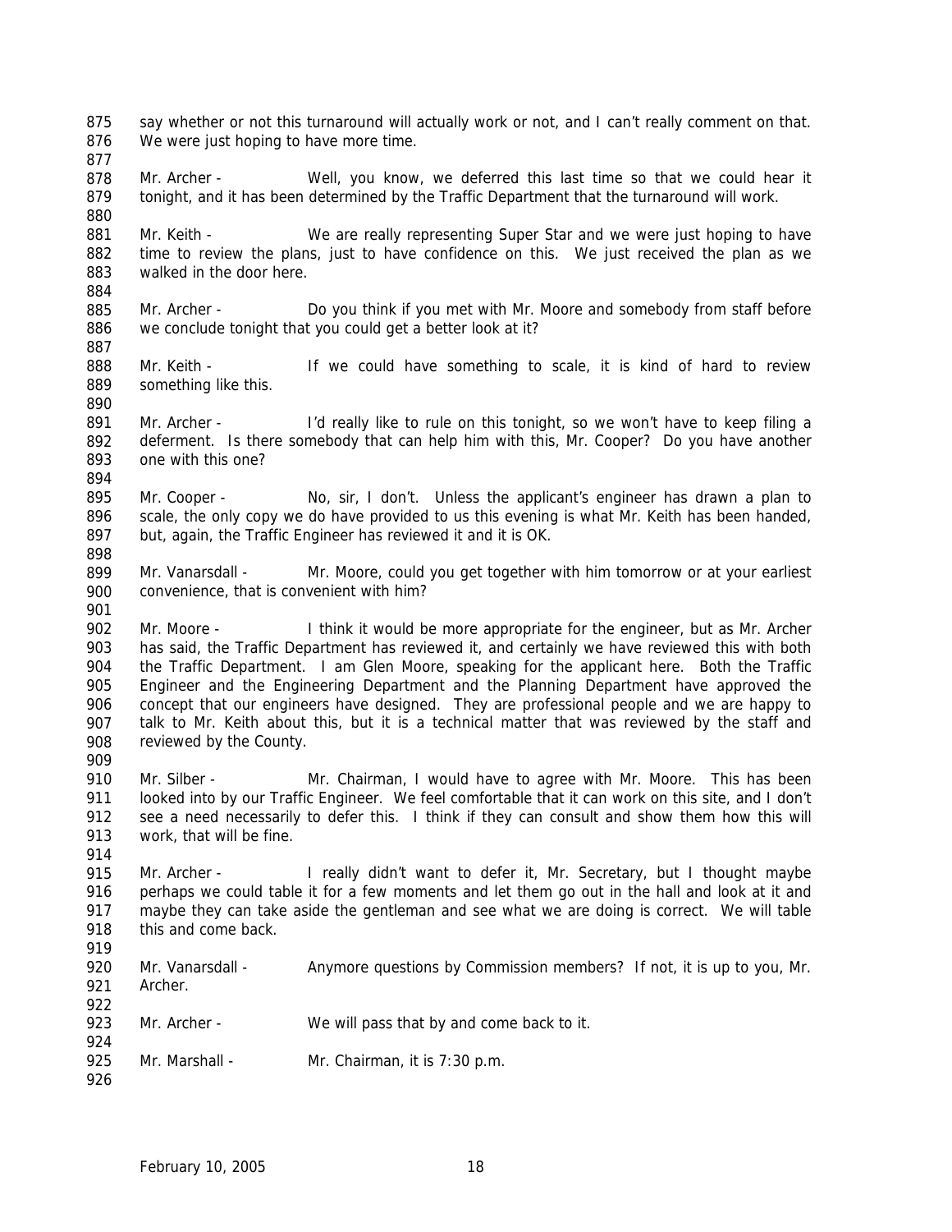say whether or not this turnaround will actually work or not, and I can't really comment on that. We were just hoping to have more time.

Mr. Archer - Well, you know, we deferred this last time so that we could hear it tonight, and it has been determined by the Traffic Department that the turnaround will work.

Mr. Keith - We are really representing Super Star and we were just hoping to have time to review the plans, just to have confidence on this. We just received the plan as we walked in the door here.

Mr. Archer - Do you think if you met with Mr. Moore and somebody from staff before we conclude tonight that you could get a better look at it?

Mr. Keith - If we could have something to scale, it is kind of hard to review something like this.

Mr. Archer - I'd really like to rule on this tonight, so we won't have to keep filing a deferment. Is there somebody that can help him with this, Mr. Cooper? Do you have another one with this one?

Mr. Cooper - No, sir, I don't. Unless the applicant's engineer has drawn a plan to scale, the only copy we do have provided to us this evening is what Mr. Keith has been handed, but, again, the Traffic Engineer has reviewed it and it is OK.

Mr. Vanarsdall - Mr. Moore, could you get together with him tomorrow or at your earliest convenience, that is convenient with him?

Mr. Moore - I think it would be more appropriate for the engineer, but as Mr. Archer has said, the Traffic Department has reviewed it, and certainly we have reviewed this with both the Traffic Department. I am Glen Moore, speaking for the applicant here. Both the Traffic Engineer and the Engineering Department and the Planning Department have approved the concept that our engineers have designed. They are professional people and we are happy to talk to Mr. Keith about this, but it is a technical matter that was reviewed by the staff and reviewed by the County.

Mr. Silber - Mr. Chairman, I would have to agree with Mr. Moore. This has been looked into by our Traffic Engineer. We feel comfortable that it can work on this site, and I don't see a need necessarily to defer this. I think if they can consult and show them how this will work, that will be fine.

Mr. Archer - I really didn't want to defer it, Mr. Secretary, but I thought maybe perhaps we could table it for a few moments and let them go out in the hall and look at it and maybe they can take aside the gentleman and see what we are doing is correct. We will table this and come back.

Mr. Vanarsdall - Anymore questions by Commission members? If not, it is up to you, Mr. Archer.

Mr. Archer - We will pass that by and come back to it.

Mr. Marshall - Mr. Chairman, it is 7:30 p.m.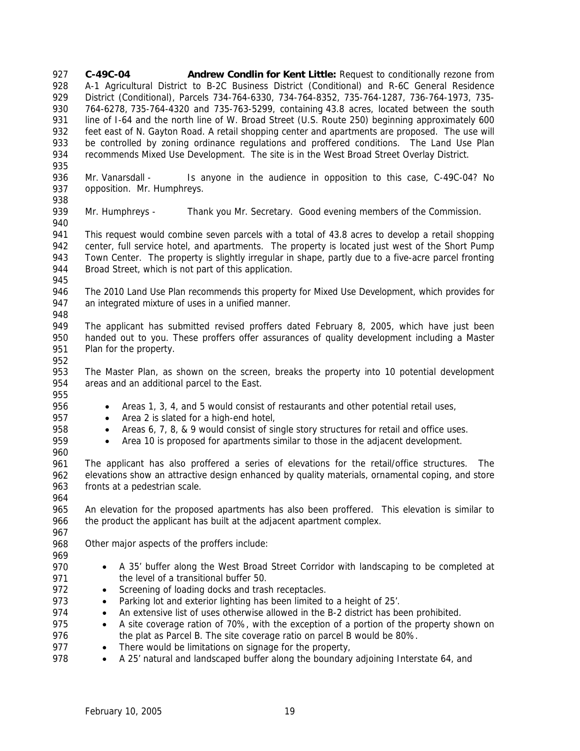**C-49C-04 Andrew Condlin for Kent Little:** Request to conditionally rezone from A-1 Agricultural District to B-2C Business District (Conditional) and R-6C General Residence District (Conditional), Parcels 734-764-6330, 734-764-8352, 735-764-1287, 736-764-1973, 735-764-6278, 735-764-4320 and 735-763-5299, containing 43.8 acres, located between the south line of I-64 and the north line of W. Broad Street (U.S. Route 250) beginning approximately 600 feet east of N. Gayton Road. A retail shopping center and apartments are proposed. The use will be controlled by zoning ordinance regulations and proffered conditions. The Land Use Plan recommends Mixed Use Development. The site is in the West Broad Street Overlay District.

Mr. Vanarsdall - Is anyone in the audience in opposition to this case, C-49C-04? No opposition. Mr. Humphreys.

Mr. Humphreys - Thank you Mr. Secretary. Good evening members of the Commission.

This request would combine seven parcels with a total of 43.8 acres to develop a retail shopping center, full service hotel, and apartments. The property is located just west of the Short Pump Town Center. The property is slightly irregular in shape, partly due to a five-acre parcel fronting Broad Street, which is not part of this application.

The 2010 Land Use Plan recommends this property for Mixed Use Development, which provides for an integrated mixture of uses in a unified manner.

The applicant has submitted revised proffers dated February 8, 2005, which have just been handed out to you. These proffers offer assurances of quality development including a Master Plan for the property.

The Master Plan, as shown on the screen, breaks the property into 10 potential development areas and an additional parcel to the East.

- Areas 1, 3, 4, and 5 would consist of restaurants and other potential retail uses,
- Area 2 is slated for a high-end hotel,
- Areas 6, 7, 8, & 9 would consist of single story structures for retail and office uses.
- Area 10 is proposed for apartments similar to those in the adjacent development.

The applicant has also proffered a series of elevations for the retail/office structures. The elevations show an attractive design enhanced by quality materials, ornamental coping, and store fronts at a pedestrian scale.

An elevation for the proposed apartments has also been proffered. This elevation is similar to the product the applicant has built at the adjacent apartment complex.

Other major aspects of the proffers include:

- A 35' buffer along the West Broad Street Corridor with landscaping to be completed at the level of a transitional buffer 50.
- Screening of loading docks and trash receptacles.
- Parking lot and exterior lighting has been limited to a height of 25'.
- An extensive list of uses otherwise allowed in the B-2 district has been prohibited.
- A site coverage ration of 70%, with the exception of a portion of the property shown on the plat as Parcel B. The site coverage ratio on parcel B would be 80%.
- There would be limitations on signage for the property,
- A 25' natural and landscaped buffer along the boundary adjoining Interstate 64, and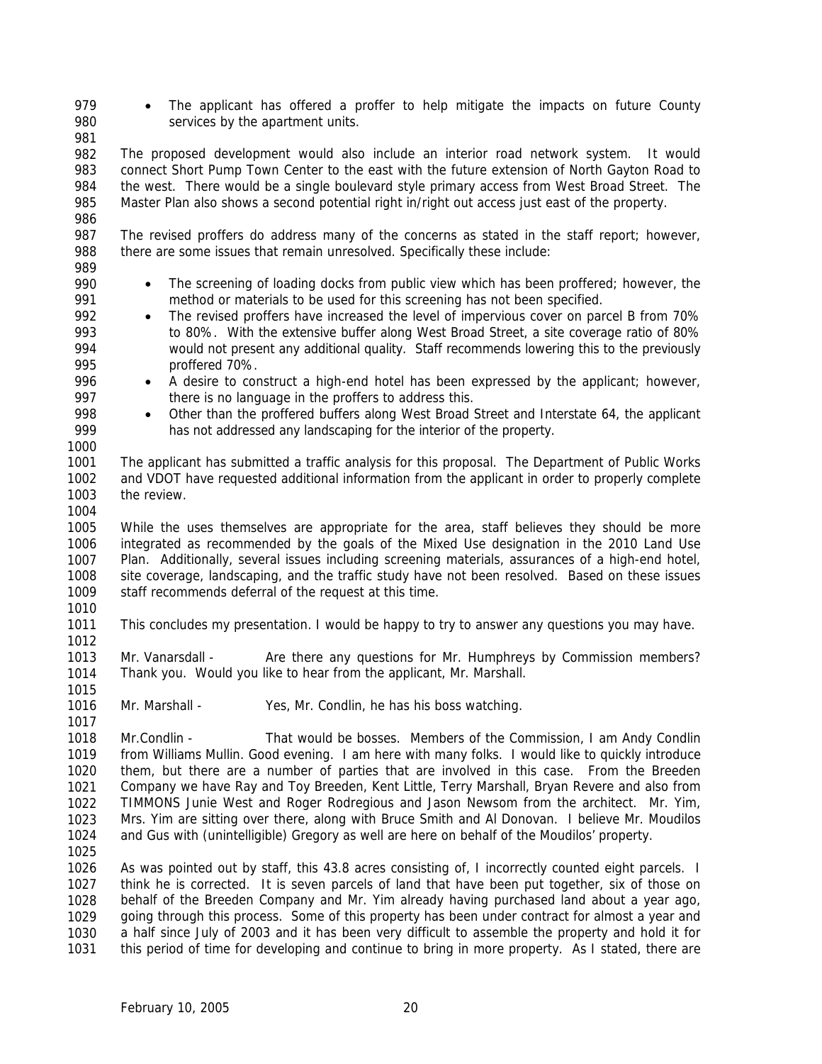- The applicant has offered a proffer to help mitigate the impacts on future County services by the apartment units.

The proposed development would also include an interior road network system. It would connect Short Pump Town Center to the east with the future extension of North Gayton Road to the west. There would be a single boulevard style primary access from West Broad Street. The Master Plan also shows a second potential right in/right out access just east of the property.

The revised proffers do address many of the concerns as stated in the staff report; however, there are some issues that remain unresolved. Specifically these include:

- The screening of loading docks from public view which has been proffered; however, the method or materials to be used for this screening has not been specified.
- The revised proffers have increased the level of impervious cover on parcel B from 70% to 80%. With the extensive buffer along West Broad Street, a site coverage ratio of 80% would not present any additional quality. Staff recommends lowering this to the previously proffered 70%.
- A desire to construct a high-end hotel has been expressed by the applicant; however, there is no language in the proffers to address this.
- Other than the proffered buffers along West Broad Street and Interstate 64, the applicant has not addressed any landscaping for the interior of the property.

The applicant has submitted a traffic analysis for this proposal. The Department of Public Works and VDOT have requested additional information from the applicant in order to properly complete the review.

While the uses themselves are appropriate for the area, staff believes they should be more integrated as recommended by the goals of the Mixed Use designation in the 2010 Land Use Plan. Additionally, several issues including screening materials, assurances of a high-end hotel, site coverage, landscaping, and the traffic study have not been resolved. Based on these issues staff recommends deferral of the request at this time.

This concludes my presentation. I would be happy to try to answer any questions you may have.

Mr. Vanarsdall - Are there any questions for Mr. Humphreys by Commission members? Thank you. Would you like to hear from the applicant, Mr. Marshall.

Mr. Marshall - Yes, Mr. Condlin, he has his boss watching.

Mr.Condlin - That would be bosses. Members of the Commission, I am Andy Condlin from Williams Mullin. Good evening. I am here with many folks. I would like to quickly introduce them, but there are a number of parties that are involved in this case. From the Breeden Company we have Ray and Toy Breeden, Kent Little, Terry Marshall, Bryan Revere and also from TIMMONS Junie West and Roger Rodregious and Jason Newsom from the architect. Mr. Yim, Mrs. Yim are sitting over there, along with Bruce Smith and Al Donovan. I believe Mr. Moudilos and Gus with (unintelligible) Gregory as well are here on behalf of the Moudilos' property.

As was pointed out by staff, this 43.8 acres consisting of, I incorrectly counted eight parcels. I think he is corrected. It is seven parcels of land that have been put together, six of those on behalf of the Breeden Company and Mr. Yim already having purchased land about a year ago, going through this process. Some of this property has been under contract for almost a year and a half since July of 2003 and it has been very difficult to assemble the property and hold it for this period of time for developing and continue to bring in more property. As I stated, there are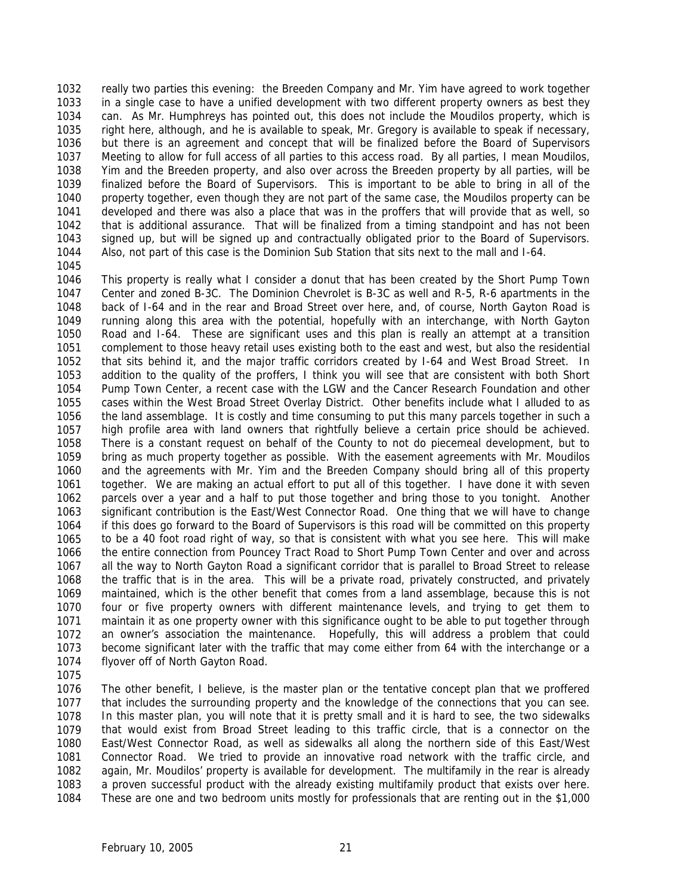really two parties this evening: the Breeden Company and Mr. Yim have agreed to work together in a single case to have a unified development with two different property owners as best they can. As Mr. Humphreys has pointed out, this does not include the Moudilos property, which is right here, although, and he is available to speak, Mr. Gregory is available to speak if necessary, but there is an agreement and concept that will be finalized before the Board of Supervisors Meeting to allow for full access of all parties to this access road. By all parties, I mean Moudilos, Yim and the Breeden property, and also over across the Breeden property by all parties, will be finalized before the Board of Supervisors. This is important to be able to bring in all of the property together, even though they are not part of the same case, the Moudilos property can be developed and there was also a place that was in the proffers that will provide that as well, so that is additional assurance. That will be finalized from a timing standpoint and has not been signed up, but will be signed up and contractually obligated prior to the Board of Supervisors. Also, not part of this case is the Dominion Sub Station that sits next to the mall and I-64.

This property is really what I consider a donut that has been created by the Short Pump Town Center and zoned B-3C. The Dominion Chevrolet is B-3C as well and R-5, R-6 apartments in the back of I-64 and in the rear and Broad Street over here, and, of course, North Gayton Road is running along this area with the potential, hopefully with an interchange, with North Gayton Road and I-64. These are significant uses and this plan is really an attempt at a transition complement to those heavy retail uses existing both to the east and west, but also the residential that sits behind it, and the major traffic corridors created by I-64 and West Broad Street. In addition to the quality of the proffers, I think you will see that are consistent with both Short Pump Town Center, a recent case with the LGW and the Cancer Research Foundation and other cases within the West Broad Street Overlay District. Other benefits include what I alluded to as the land assemblage. It is costly and time consuming to put this many parcels together in such a high profile area with land owners that rightfully believe a certain price should be achieved. There is a constant request on behalf of the County to not do piecemeal development, but to bring as much property together as possible. With the easement agreements with Mr. Moudilos and the agreements with Mr. Yim and the Breeden Company should bring all of this property together. We are making an actual effort to put all of this together. I have done it with seven parcels over a year and a half to put those together and bring those to you tonight. Another significant contribution is the East/West Connector Road. One thing that we will have to change if this does go forward to the Board of Supervisors is this road will be committed on this property to be a 40 foot road right of way, so that is consistent with what you see here. This will make the entire connection from Pouncey Tract Road to Short Pump Town Center and over and across all the way to North Gayton Road a significant corridor that is parallel to Broad Street to release the traffic that is in the area. This will be a private road, privately constructed, and privately maintained, which is the other benefit that comes from a land assemblage, because this is not four or five property owners with different maintenance levels, and trying to get them to maintain it as one property owner with this significance ought to be able to put together through an owner's association the maintenance. Hopefully, this will address a problem that could become significant later with the traffic that may come either from 64 with the interchange or a flyover off of North Gayton Road.

The other benefit, I believe, is the master plan or the tentative concept plan that we proffered that includes the surrounding property and the knowledge of the connections that you can see. In this master plan, you will note that it is pretty small and it is hard to see, the two sidewalks that would exist from Broad Street leading to this traffic circle, that is a connector on the East/West Connector Road, as well as sidewalks all along the northern side of this East/West Connector Road. We tried to provide an innovative road network with the traffic circle, and again, Mr. Moudilos' property is available for development. The multifamily in the rear is already a proven successful product with the already existing multifamily product that exists over here. These are one and two bedroom units mostly for professionals that are renting out in the $1,000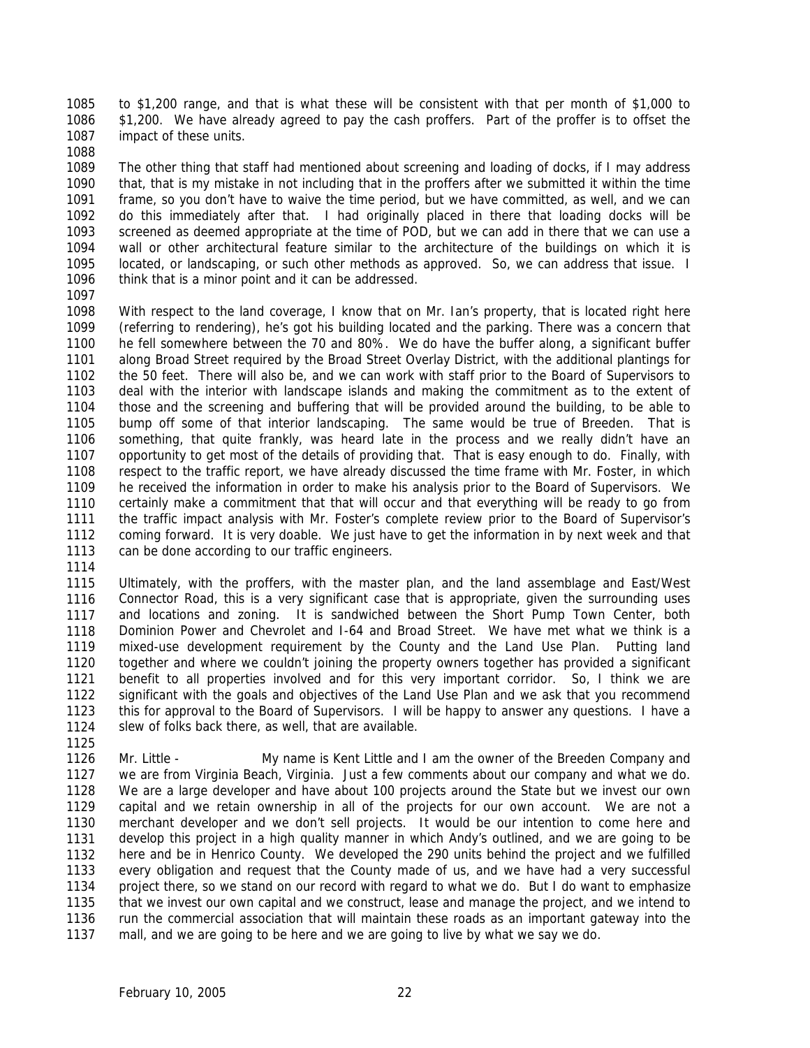to $1,200 range, and that is what these will be consistent with that per month of $1,000 to $1,200. We have already agreed to pay the cash proffers. Part of the proffer is to offset the impact of these units.

The other thing that staff had mentioned about screening and loading of docks, if I may address that, that is my mistake in not including that in the proffers after we submitted it within the time frame, so you don't have to waive the time period, but we have committed, as well, and we can do this immediately after that. I had originally placed in there that loading docks will be screened as deemed appropriate at the time of POD, but we can add in there that we can use a wall or other architectural feature similar to the architecture of the buildings on which it is located, or landscaping, or such other methods as approved. So, we can address that issue. I think that is a minor point and it can be addressed.

With respect to the land coverage, I know that on Mr. Ian's property, that is located right here (referring to rendering), he's got his building located and the parking. There was a concern that he fell somewhere between the 70 and 80%. We do have the buffer along, a significant buffer along Broad Street required by the Broad Street Overlay District, with the additional plantings for the 50 feet. There will also be, and we can work with staff prior to the Board of Supervisors to deal with the interior with landscape islands and making the commitment as to the extent of those and the screening and buffering that will be provided around the building, to be able to bump off some of that interior landscaping. The same would be true of Breeden. That is something, that quite frankly, was heard late in the process and we really didn't have an opportunity to get most of the details of providing that. That is easy enough to do. Finally, with respect to the traffic report, we have already discussed the time frame with Mr. Foster, in which he received the information in order to make his analysis prior to the Board of Supervisors. We certainly make a commitment that that will occur and that everything will be ready to go from the traffic impact analysis with Mr. Foster's complete review prior to the Board of Supervisor's coming forward. It is very doable. We just have to get the information in by next week and that can be done according to our traffic engineers.

Ultimately, with the proffers, with the master plan, and the land assemblage and East/West Connector Road, this is a very significant case that is appropriate, given the surrounding uses and locations and zoning. It is sandwiched between the Short Pump Town Center, both Dominion Power and Chevrolet and I-64 and Broad Street. We have met what we think is a mixed-use development requirement by the County and the Land Use Plan. Putting land together and where we couldn't joining the property owners together has provided a significant benefit to all properties involved and for this very important corridor. So, I think we are significant with the goals and objectives of the Land Use Plan and we ask that you recommend this for approval to the Board of Supervisors. I will be happy to answer any questions. I have a slew of folks back there, as well, that are available.

Mr. Little - My name is Kent Little and I am the owner of the Breeden Company and we are from Virginia Beach, Virginia. Just a few comments about our company and what we do. We are a large developer and have about 100 projects around the State but we invest our own capital and we retain ownership in all of the projects for our own account. We are not a merchant developer and we don't sell projects. It would be our intention to come here and develop this project in a high quality manner in which Andy's outlined, and we are going to be here and be in Henrico County. We developed the 290 units behind the project and we fulfilled every obligation and request that the County made of us, and we have had a very successful project there, so we stand on our record with regard to what we do. But I do want to emphasize that we invest our own capital and we construct, lease and manage the project, and we intend to run the commercial association that will maintain these roads as an important gateway into the mall, and we are going to be here and we are going to live by what we say we do.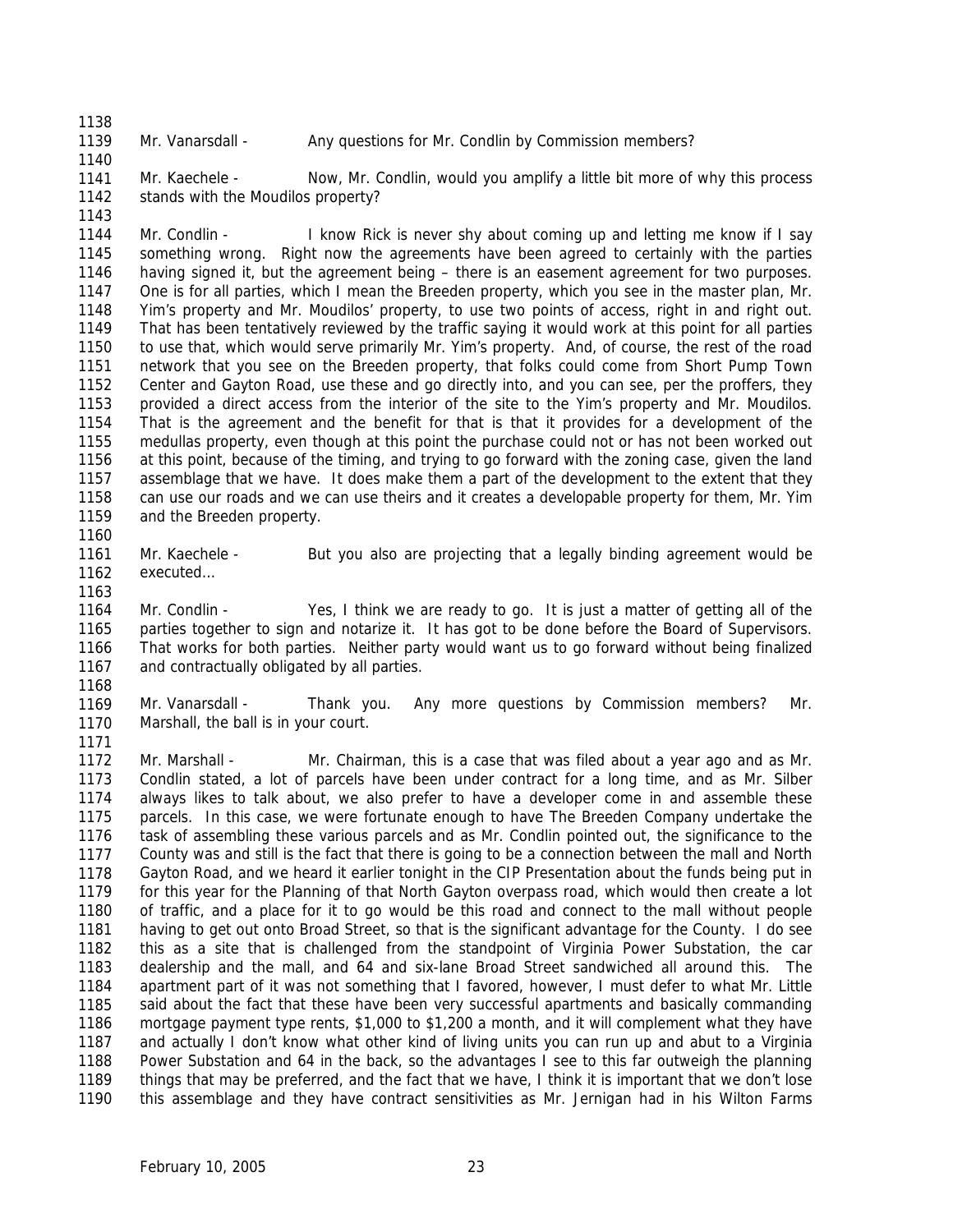Mr. Vanarsdall - Any questions for Mr. Condlin by Commission members?

Mr. Kaechele - Now, Mr. Condlin, would you amplify a little bit more of why this process stands with the Moudilos property?

Mr. Condlin - I know Rick is never shy about coming up and letting me know if I say something wrong. Right now the agreements have been agreed to certainly with the parties having signed it, but the agreement being – there is an easement agreement for two purposes. One is for all parties, which I mean the Breeden property, which you see in the master plan, Mr. Yim's property and Mr. Moudilos' property, to use two points of access, right in and right out. That has been tentatively reviewed by the traffic saying it would work at this point for all parties to use that, which would serve primarily Mr. Yim's property. And, of course, the rest of the road network that you see on the Breeden property, that folks could come from Short Pump Town Center and Gayton Road, use these and go directly into, and you can see, per the proffers, they provided a direct access from the interior of the site to the Yim's property and Mr. Moudilos. That is the agreement and the benefit for that is that it provides for a development of the medullas property, even though at this point the purchase could not or has not been worked out at this point, because of the timing, and trying to go forward with the zoning case, given the land assemblage that we have. It does make them a part of the development to the extent that they can use our roads and we can use theirs and it creates a developable property for them, Mr. Yim and the Breeden property.

Mr. Kaechele - But you also are projecting that a legally binding agreement would be executed…

Mr. Condlin - Yes, I think we are ready to go. It is just a matter of getting all of the parties together to sign and notarize it. It has got to be done before the Board of Supervisors. That works for both parties. Neither party would want us to go forward without being finalized and contractually obligated by all parties.

Mr. Vanarsdall - Thank you. Any more questions by Commission members? Mr. Marshall, the ball is in your court.

Mr. Marshall - Mr. Chairman, this is a case that was filed about a year ago and as Mr. Condlin stated, a lot of parcels have been under contract for a long time, and as Mr. Silber always likes to talk about, we also prefer to have a developer come in and assemble these parcels. In this case, we were fortunate enough to have The Breeden Company undertake the task of assembling these various parcels and as Mr. Condlin pointed out, the significance to the County was and still is the fact that there is going to be a connection between the mall and North Gayton Road, and we heard it earlier tonight in the CIP Presentation about the funds being put in for this year for the Planning of that North Gayton overpass road, which would then create a lot of traffic, and a place for it to go would be this road and connect to the mall without people having to get out onto Broad Street, so that is the significant advantage for the County. I do see this as a site that is challenged from the standpoint of Virginia Power Substation, the car dealership and the mall, and 64 and six-lane Broad Street sandwiched all around this. The apartment part of it was not something that I favored, however, I must defer to what Mr. Little said about the fact that these have been very successful apartments and basically commanding mortgage payment type rents, $1,000 to $1,200 a month, and it will complement what they have and actually I don't know what other kind of living units you can run up and abut to a Virginia Power Substation and 64 in the back, so the advantages I see to this far outweigh the planning things that may be preferred, and the fact that we have, I think it is important that we don't lose this assemblage and they have contract sensitivities as Mr. Jernigan had in his Wilton Farms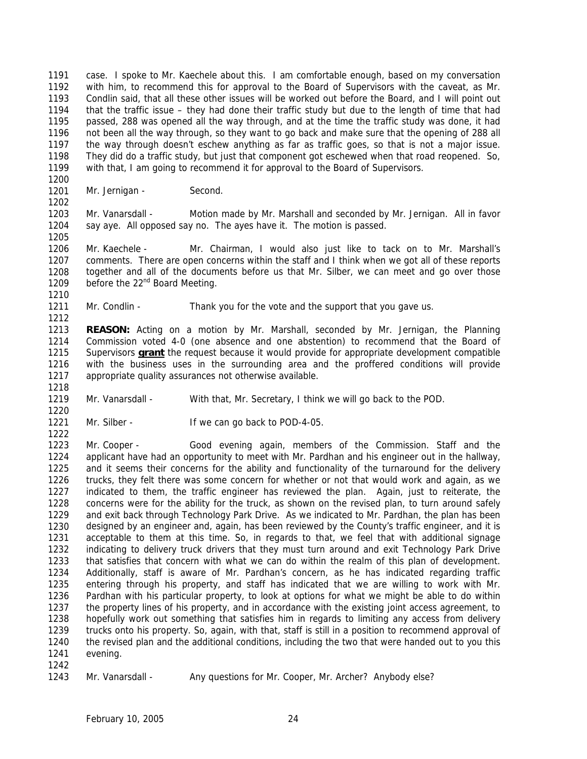case. I spoke to Mr. Kaechele about this. I am comfortable enough, based on my conversation with him, to recommend this for approval to the Board of Supervisors with the caveat, as Mr. Condlin said, that all these other issues will be worked out before the Board, and I will point out that the traffic issue – they had done their traffic study but due to the length of time that had passed, 288 was opened all the way through, and at the time the traffic study was done, it had not been all the way through, so they want to go back and make sure that the opening of 288 all the way through doesn't eschew anything as far as traffic goes, so that is not a major issue. They did do a traffic study, but just that component got eschewed when that road reopened. So, with that, I am going to recommend it for approval to the Board of Supervisors.

Mr. Jernigan - Second.

Mr. Vanarsdall - Motion made by Mr. Marshall and seconded by Mr. Jernigan. All in favor say aye. All opposed say no. The ayes have it. The motion is passed.

Mr. Kaechele - Mr. Chairman, I would also just like to tack on to Mr. Marshall's comments. There are open concerns within the staff and I think when we got all of these reports together and all of the documents before us that Mr. Silber, we can meet and go over those before the 22nd Board Meeting.

Mr. Condlin - Thank you for the vote and the support that you gave us.

**REASON:** Acting on a motion by Mr. Marshall, seconded by Mr. Jernigan, the Planning Commission voted 4-0 (one absence and one abstention) to recommend that the Board of Supervisors **grant** the request because it would provide for appropriate development compatible with the business uses in the surrounding area and the proffered conditions will provide appropriate quality assurances not otherwise available.

Mr. Vanarsdall - With that, Mr. Secretary, I think we will go back to the POD.

Mr. Silber - If we can go back to POD-4-05.

Mr. Cooper - Good evening again, members of the Commission. Staff and the applicant have had an opportunity to meet with Mr. Pardhan and his engineer out in the hallway, and it seems their concerns for the ability and functionality of the turnaround for the delivery trucks, they felt there was some concern for whether or not that would work and again, as we indicated to them, the traffic engineer has reviewed the plan. Again, just to reiterate, the concerns were for the ability for the truck, as shown on the revised plan, to turn around safely and exit back through Technology Park Drive. As we indicated to Mr. Pardhan, the plan has been designed by an engineer and, again, has been reviewed by the County's traffic engineer, and it is acceptable to them at this time. So, in regards to that, we feel that with additional signage indicating to delivery truck drivers that they must turn around and exit Technology Park Drive that satisfies that concern with what we can do within the realm of this plan of development. Additionally, staff is aware of Mr. Pardhan's concern, as he has indicated regarding traffic entering through his property, and staff has indicated that we are willing to work with Mr. Pardhan with his particular property, to look at options for what we might be able to do within the property lines of his property, and in accordance with the existing joint access agreement, to hopefully work out something that satisfies him in regards to limiting any access from delivery trucks onto his property. So, again, with that, staff is still in a position to recommend approval of the revised plan and the additional conditions, including the two that were handed out to you this evening.

Mr. Vanarsdall - Any questions for Mr. Cooper, Mr. Archer? Anybody else?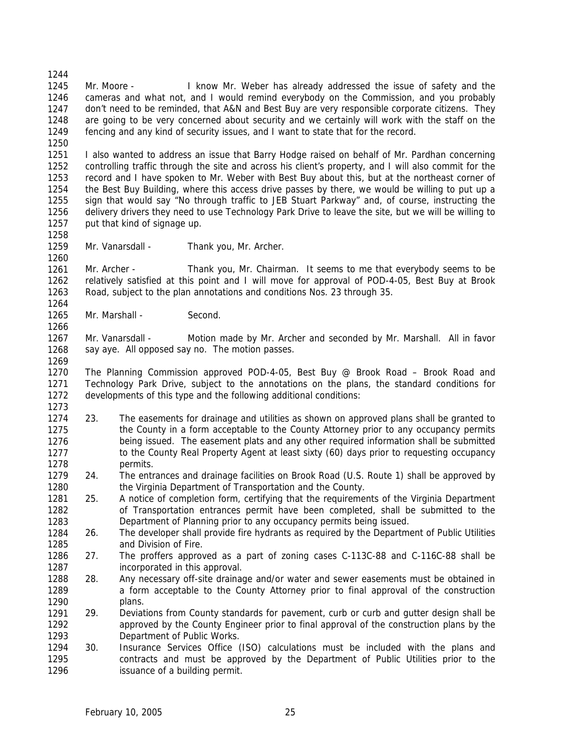Mr. Moore - I know Mr. Weber has already addressed the issue of safety and the cameras and what not, and I would remind everybody on the Commission, and you probably don't need to be reminded, that A&N and Best Buy are very responsible corporate citizens. They are going to be very concerned about security and we certainly will work with the staff on the fencing and any kind of security issues, and I want to state that for the record.

I also wanted to address an issue that Barry Hodge raised on behalf of Mr. Pardhan concerning controlling traffic through the site and across his client's property, and I will also commit for the record and I have spoken to Mr. Weber with Best Buy about this, but at the northeast corner of the Best Buy Building, where this access drive passes by there, we would be willing to put up a sign that would say "No through traffic to JEB Stuart Parkway" and, of course, instructing the delivery drivers they need to use Technology Park Drive to leave the site, but we will be willing to put that kind of signage up.

Mr. Vanarsdall - Thank you, Mr. Archer.

Mr. Archer - Thank you, Mr. Chairman. It seems to me that everybody seems to be relatively satisfied at this point and I will move for approval of POD-4-05, Best Buy at Brook Road, subject to the plan annotations and conditions Nos. 23 through 35.

Mr. Marshall - Second.

Mr. Vanarsdall - Motion made by Mr. Archer and seconded by Mr. Marshall. All in favor say aye. All opposed say no. The motion passes.

The Planning Commission approved POD-4-05, Best Buy @ Brook Road – Brook Road and Technology Park Drive, subject to the annotations on the plans, the standard conditions for developments of this type and the following additional conditions:

23. The easements for drainage and utilities as shown on approved plans shall be granted to the County in a form acceptable to the County Attorney prior to any occupancy permits being issued. The easement plats and any other required information shall be submitted to the County Real Property Agent at least sixty (60) days prior to requesting occupancy permits.
24. The entrances and drainage facilities on Brook Road (U.S. Route 1) shall be approved by the Virginia Department of Transportation and the County.
25. A notice of completion form, certifying that the requirements of the Virginia Department of Transportation entrances permit have been completed, shall be submitted to the Department of Planning prior to any occupancy permits being issued.
26. The developer shall provide fire hydrants as required by the Department of Public Utilities and Division of Fire.
27. The proffers approved as a part of zoning cases C-113C-88 and C-116C-88 shall be incorporated in this approval.
28. Any necessary off-site drainage and/or water and sewer easements must be obtained in a form acceptable to the County Attorney prior to final approval of the construction plans.
29. Deviations from County standards for pavement, curb or curb and gutter design shall be approved by the County Engineer prior to final approval of the construction plans by the Department of Public Works.
30. Insurance Services Office (ISO) calculations must be included with the plans and contracts and must be approved by the Department of Public Utilities prior to the issuance of a building permit.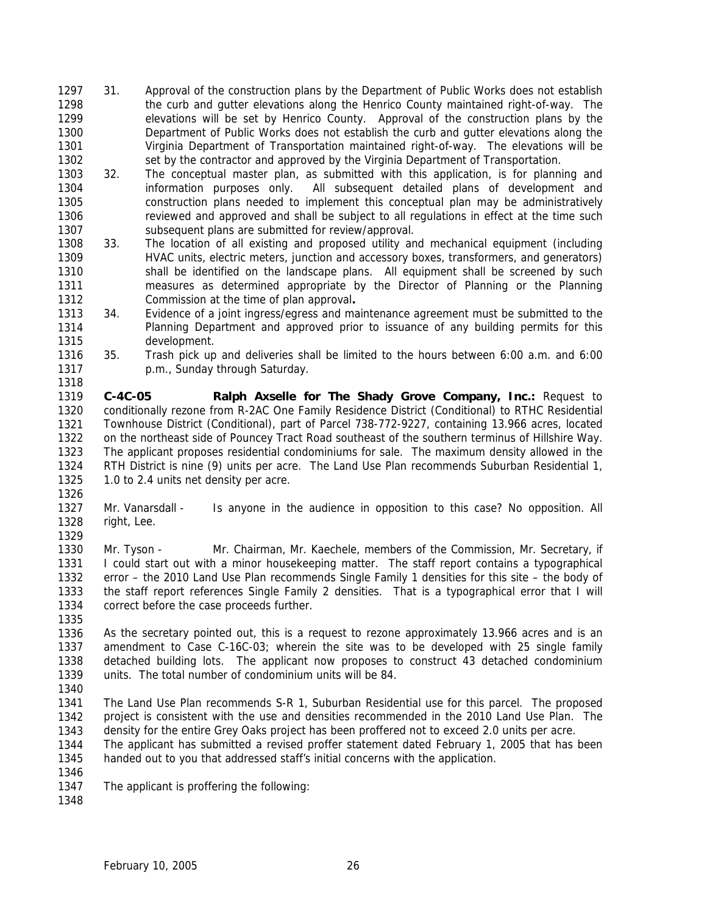31. Approval of the construction plans by the Department of Public Works does not establish the curb and gutter elevations along the Henrico County maintained right-of-way. The elevations will be set by Henrico County. Approval of the construction plans by the Department of Public Works does not establish the curb and gutter elevations along the Virginia Department of Transportation maintained right-of-way. The elevations will be set by the contractor and approved by the Virginia Department of Transportation.

32. The conceptual master plan, as submitted with this application, is for planning and information purposes only. All subsequent detailed plans of development and construction plans needed to implement this conceptual plan may be administratively reviewed and approved and shall be subject to all regulations in effect at the time such subsequent plans are submitted for review/approval.

33. The location of all existing and proposed utility and mechanical equipment (including HVAC units, electric meters, junction and accessory boxes, transformers, and generators) shall be identified on the landscape plans. All equipment shall be screened by such measures as determined appropriate by the Director of Planning or the Planning Commission at the time of plan approval**.**

34. Evidence of a joint ingress/egress and maintenance agreement must be submitted to the Planning Department and approved prior to issuance of any building permits for this development.

35. Trash pick up and deliveries shall be limited to the hours between 6:00 a.m. and 6:00 p.m., Sunday through Saturday.

**C-4C-05 Ralph Axselle for The Shady Grove Company, Inc.:** Request to conditionally rezone from R-2AC One Family Residence District (Conditional) to RTHC Residential Townhouse District (Conditional), part of Parcel 738-772-9227, containing 13.966 acres, located on the northeast side of Pouncey Tract Road southeast of the southern terminus of Hillshire Way. The applicant proposes residential condominiums for sale. The maximum density allowed in the RTH District is nine (9) units per acre. The Land Use Plan recommends Suburban Residential 1, 1.0 to 2.4 units net density per acre.

Mr. Vanarsdall - Is anyone in the audience in opposition to this case? No opposition. All right, Lee.

Mr. Tyson - Mr. Chairman, Mr. Kaechele, members of the Commission, Mr. Secretary, if I could start out with a minor housekeeping matter. The staff report contains a typographical error – the 2010 Land Use Plan recommends Single Family 1 densities for this site – the body of the staff report references Single Family 2 densities. That is a typographical error that I will correct before the case proceeds further.

As the secretary pointed out, this is a request to rezone approximately 13.966 acres and is an amendment to Case C-16C-03; wherein the site was to be developed with 25 single family detached building lots. The applicant now proposes to construct 43 detached condominium units. The total number of condominium units will be 84.

The Land Use Plan recommends S-R 1, Suburban Residential use for this parcel. The proposed project is consistent with the use and densities recommended in the 2010 Land Use Plan. The density for the entire Grey Oaks project has been proffered not to exceed 2.0 units per acre. The applicant has submitted a revised proffer statement dated February 1, 2005 that has been handed out to you that addressed staff's initial concerns with the application.

The applicant is proffering the following: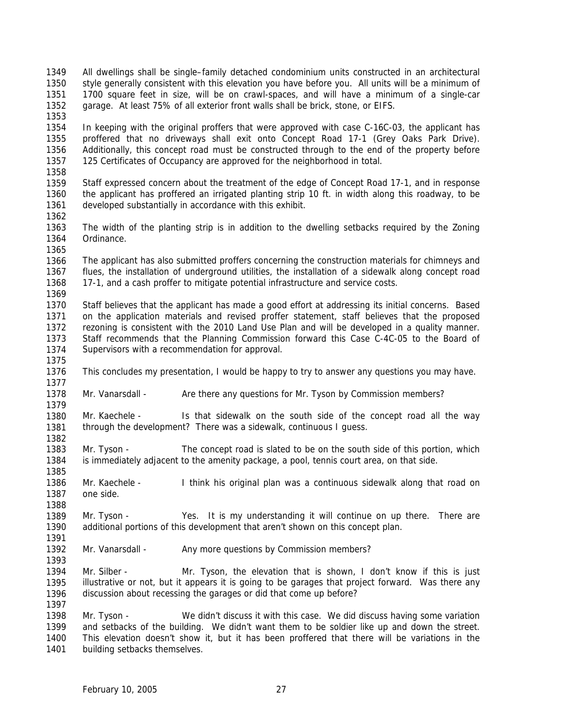All dwellings shall be single–family detached condominium units constructed in an architectural style generally consistent with this elevation you have before you. All units will be a minimum of 1700 square feet in size, will be on crawl-spaces, and will have a minimum of a single-car garage. At least 75% of all exterior front walls shall be brick, stone, or EIFS.

In keeping with the original proffers that were approved with case C-16C-03, the applicant has proffered that no driveways shall exit onto Concept Road 17-1 (Grey Oaks Park Drive). Additionally, this concept road must be constructed through to the end of the property before 125 Certificates of Occupancy are approved for the neighborhood in total.

Staff expressed concern about the treatment of the edge of Concept Road 17-1, and in response the applicant has proffered an irrigated planting strip 10 ft. in width along this roadway, to be developed substantially in accordance with this exhibit.

The width of the planting strip is in addition to the dwelling setbacks required by the Zoning Ordinance.

The applicant has also submitted proffers concerning the construction materials for chimneys and flues, the installation of underground utilities, the installation of a sidewalk along concept road 17-1, and a cash proffer to mitigate potential infrastructure and service costs.

Staff believes that the applicant has made a good effort at addressing its initial concerns. Based on the application materials and revised proffer statement, staff believes that the proposed rezoning is consistent with the 2010 Land Use Plan and will be developed in a quality manner. Staff recommends that the Planning Commission forward this Case C-4C-05 to the Board of Supervisors with a recommendation for approval.

This concludes my presentation, I would be happy to try to answer any questions you may have.

Mr. Vanarsdall - Are there any questions for Mr. Tyson by Commission members?

Mr. Kaechele - Is that sidewalk on the south side of the concept road all the way through the development? There was a sidewalk, continuous I guess.

Mr. Tyson - The concept road is slated to be on the south side of this portion, which is immediately adjacent to the amenity package, a pool, tennis court area, on that side.

Mr. Kaechele - I think his original plan was a continuous sidewalk along that road on one side.

Mr. Tyson - Yes. It is my understanding it will continue on up there. There are additional portions of this development that aren't shown on this concept plan.

Mr. Vanarsdall - Any more questions by Commission members?

Mr. Silber - Mr. Tyson, the elevation that is shown, I don't know if this is just illustrative or not, but it appears it is going to be garages that project forward. Was there any discussion about recessing the garages or did that come up before?

Mr. Tyson - We didn't discuss it with this case. We did discuss having some variation and setbacks of the building. We didn't want them to be soldier like up and down the street. This elevation doesn't show it, but it has been proffered that there will be variations in the building setbacks themselves.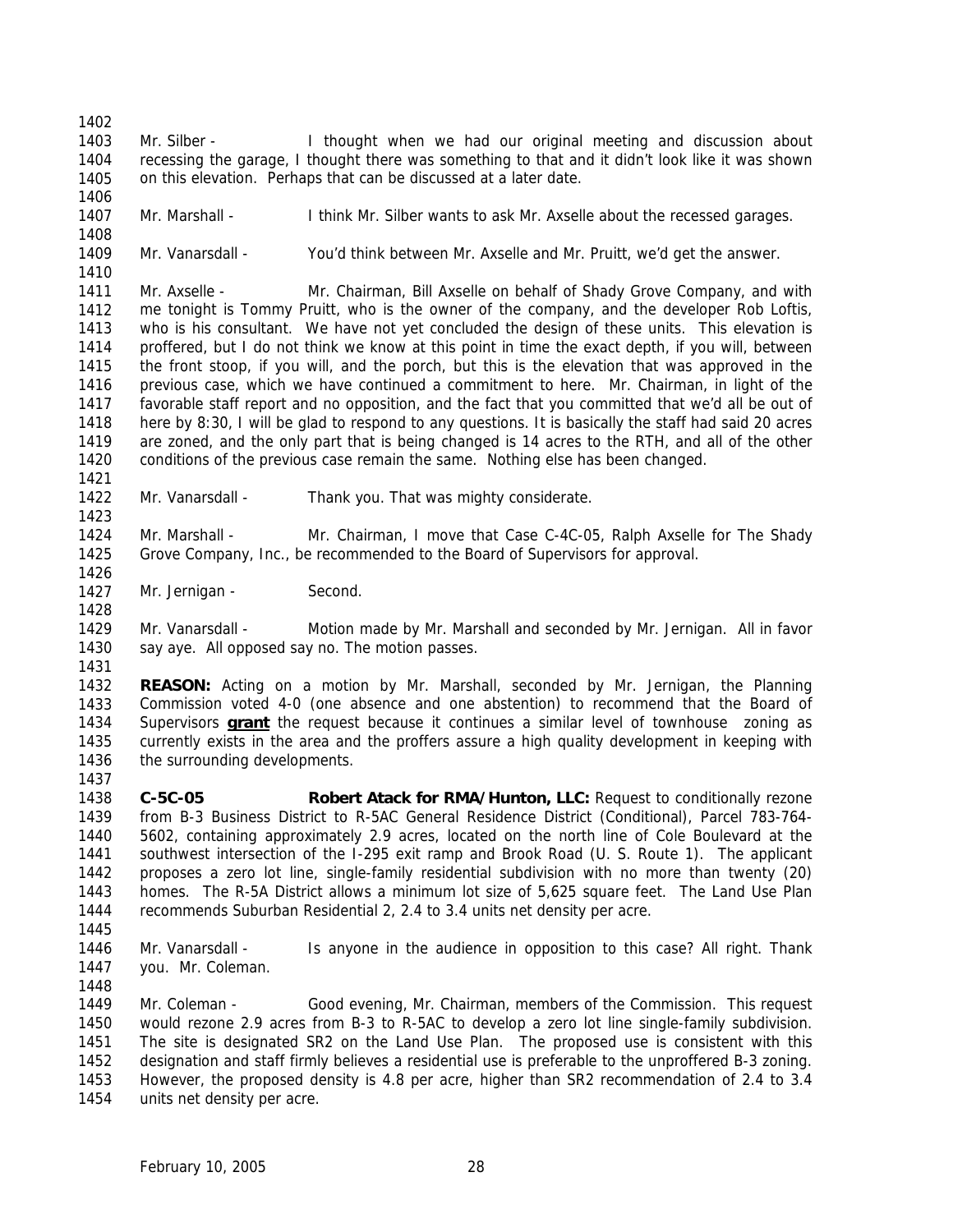Mr. Silber - I thought when we had our original meeting and discussion about recessing the garage, I thought there was something to that and it didn't look like it was shown on this elevation. Perhaps that can be discussed at a later date.

Mr. Marshall - I think Mr. Silber wants to ask Mr. Axselle about the recessed garages.

Mr. Vanarsdall - You'd think between Mr. Axselle and Mr. Pruitt, we'd get the answer.

Mr. Axselle - Mr. Chairman, Bill Axselle on behalf of Shady Grove Company, and with me tonight is Tommy Pruitt, who is the owner of the company, and the developer Rob Loftis, who is his consultant. We have not yet concluded the design of these units. This elevation is proffered, but I do not think we know at this point in time the exact depth, if you will, between the front stoop, if you will, and the porch, but this is the elevation that was approved in the previous case, which we have continued a commitment to here. Mr. Chairman, in light of the favorable staff report and no opposition, and the fact that you committed that we'd all be out of here by 8:30, I will be glad to respond to any questions. It is basically the staff had said 20 acres are zoned, and the only part that is being changed is 14 acres to the RTH, and all of the other conditions of the previous case remain the same. Nothing else has been changed.

Mr. Vanarsdall - Thank you. That was mighty considerate.

Mr. Marshall - Mr. Chairman, I move that Case C-4C-05, Ralph Axselle for The Shady Grove Company, Inc., be recommended to the Board of Supervisors for approval.

Mr. Jernigan - Second.

Mr. Vanarsdall - Motion made by Mr. Marshall and seconded by Mr. Jernigan. All in favor say aye. All opposed say no. The motion passes.

**REASON:** Acting on a motion by Mr. Marshall, seconded by Mr. Jernigan, the Planning Commission voted 4-0 (one absence and one abstention) to recommend that the Board of Supervisors **grant** the request because it continues a similar level of townhouse zoning as currently exists in the area and the proffers assure a high quality development in keeping with the surrounding developments.

**C-5C-05 Robert Atack for RMA/Hunton, LLC:** Request to conditionally rezone from B-3 Business District to R-5AC General Residence District (Conditional), Parcel 783-764-5602, containing approximately 2.9 acres, located on the north line of Cole Boulevard at the southwest intersection of the I-295 exit ramp and Brook Road (U. S. Route 1). The applicant proposes a zero lot line, single-family residential subdivision with no more than twenty (20) homes. The R-5A District allows a minimum lot size of 5,625 square feet. The Land Use Plan recommends Suburban Residential 2, 2.4 to 3.4 units net density per acre.

Mr. Vanarsdall - Is anyone in the audience in opposition to this case? All right. Thank you. Mr. Coleman.

Mr. Coleman - Good evening, Mr. Chairman, members of the Commission. This request would rezone 2.9 acres from B-3 to R-5AC to develop a zero lot line single-family subdivision. The site is designated SR2 on the Land Use Plan. The proposed use is consistent with this designation and staff firmly believes a residential use is preferable to the unproffered B-3 zoning. However, the proposed density is 4.8 per acre, higher than SR2 recommendation of 2.4 to 3.4 units net density per acre.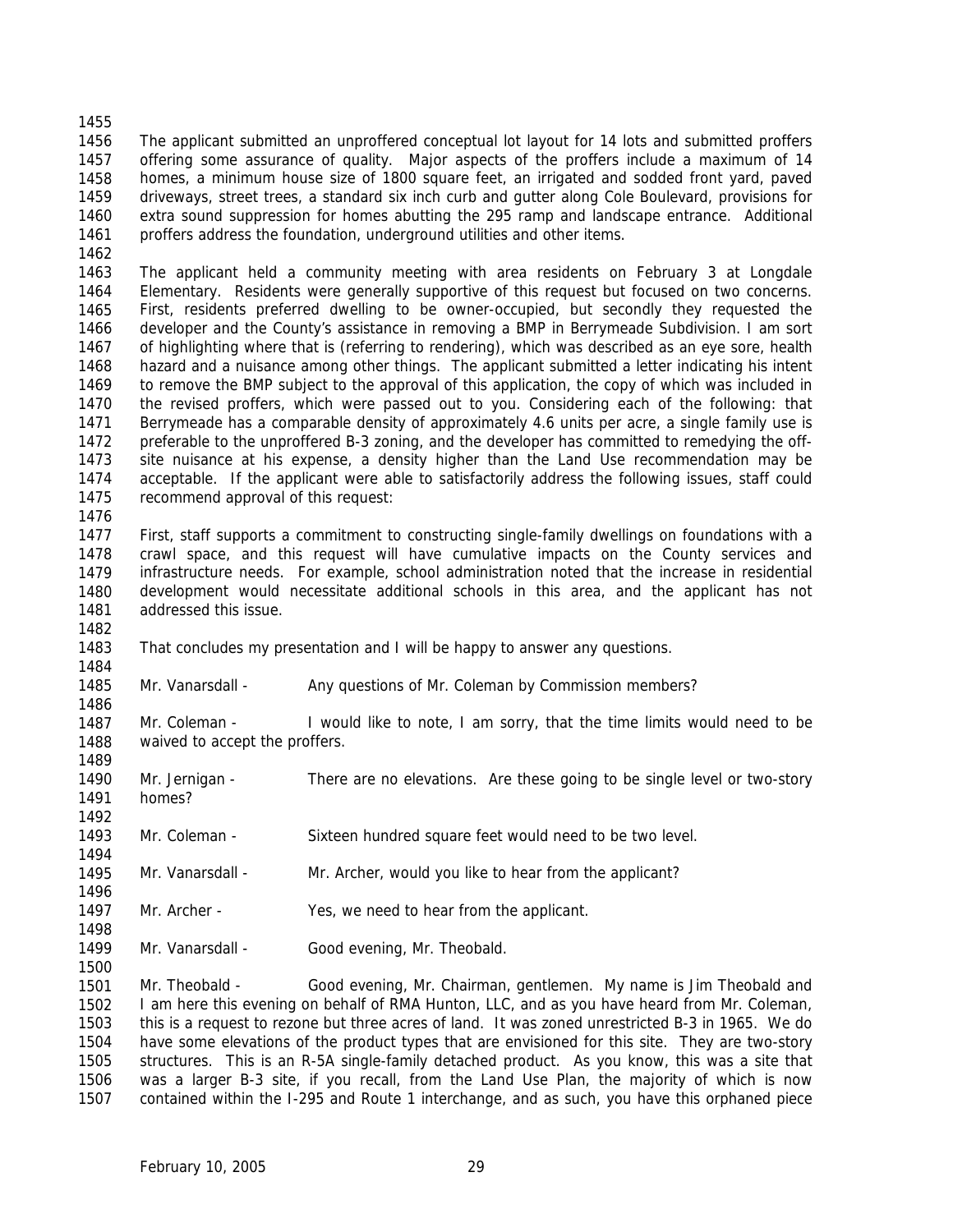The applicant submitted an unproffered conceptual lot layout for 14 lots and submitted proffers offering some assurance of quality. Major aspects of the proffers include a maximum of 14 homes, a minimum house size of 1800 square feet, an irrigated and sodded front yard, paved driveways, street trees, a standard six inch curb and gutter along Cole Boulevard, provisions for extra sound suppression for homes abutting the 295 ramp and landscape entrance. Additional proffers address the foundation, underground utilities and other items.

The applicant held a community meeting with area residents on February 3 at Longdale Elementary. Residents were generally supportive of this request but focused on two concerns. First, residents preferred dwelling to be owner-occupied, but secondly they requested the developer and the County's assistance in removing a BMP in Berrymeade Subdivision. I am sort of highlighting where that is (referring to rendering), which was described as an eye sore, health hazard and a nuisance among other things. The applicant submitted a letter indicating his intent to remove the BMP subject to the approval of this application, the copy of which was included in the revised proffers, which were passed out to you. Considering each of the following: that Berrymeade has a comparable density of approximately 4.6 units per acre, a single family use is preferable to the unproffered B-3 zoning, and the developer has committed to remedying the off-site nuisance at his expense, a density higher than the Land Use recommendation may be acceptable. If the applicant were able to satisfactorily address the following issues, staff could recommend approval of this request:

First, staff supports a commitment to constructing single-family dwellings on foundations with a crawl space, and this request will have cumulative impacts on the County services and infrastructure needs. For example, school administration noted that the increase in residential development would necessitate additional schools in this area, and the applicant has not addressed this issue.

That concludes my presentation and I will be happy to answer any questions.

Mr. Vanarsdall - Any questions of Mr. Coleman by Commission members?

Mr. Coleman - I would like to note, I am sorry, that the time limits would need to be waived to accept the proffers.

Mr. Jernigan - There are no elevations. Are these going to be single level or two-story homes?

Mr. Coleman - Sixteen hundred square feet would need to be two level.

Mr. Vanarsdall - Mr. Archer, would you like to hear from the applicant?

Mr. Archer - Yes, we need to hear from the applicant.

Mr. Vanarsdall - Good evening, Mr. Theobald.

Mr. Theobald - Good evening, Mr. Chairman, gentlemen. My name is Jim Theobald and I am here this evening on behalf of RMA Hunton, LLC, and as you have heard from Mr. Coleman, this is a request to rezone but three acres of land. It was zoned unrestricted B-3 in 1965. We do have some elevations of the product types that are envisioned for this site. They are two-story structures. This is an R-5A single-family detached product. As you know, this was a site that was a larger B-3 site, if you recall, from the Land Use Plan, the majority of which is now contained within the I-295 and Route 1 interchange, and as such, you have this orphaned piece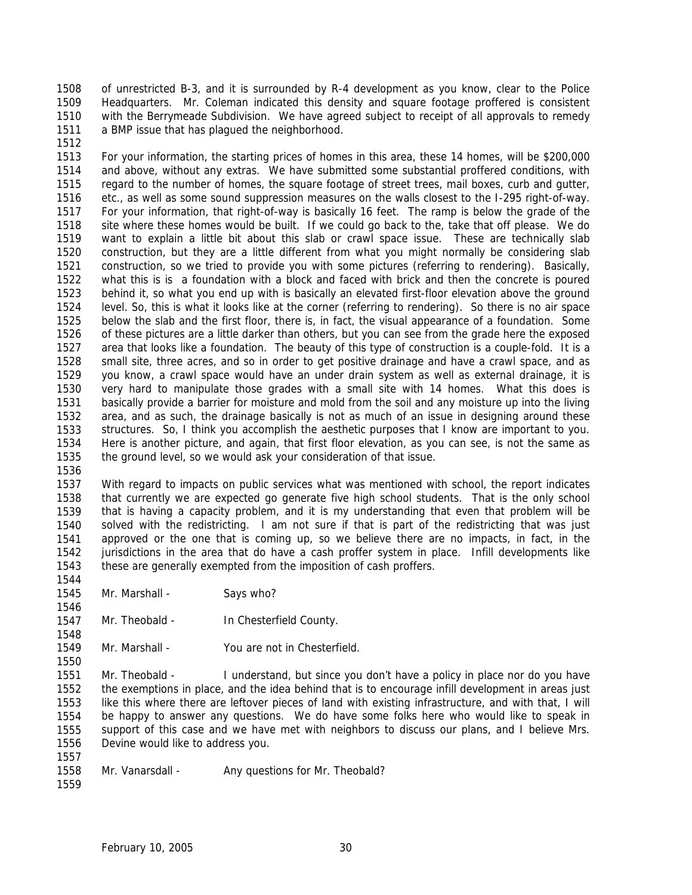of unrestricted B-3, and it is surrounded by R-4 development as you know, clear to the Police Headquarters. Mr. Coleman indicated this density and square footage proffered is consistent with the Berrymeade Subdivision. We have agreed subject to receipt of all approvals to remedy a BMP issue that has plagued the neighborhood.

For your information, the starting prices of homes in this area, these 14 homes, will be $200,000 and above, without any extras. We have submitted some substantial proffered conditions, with regard to the number of homes, the square footage of street trees, mail boxes, curb and gutter, etc., as well as some sound suppression measures on the walls closest to the I-295 right-of-way. For your information, that right-of-way is basically 16 feet. The ramp is below the grade of the site where these homes would be built. If we could go back to the, take that off please. We do want to explain a little bit about this slab or crawl space issue. These are technically slab construction, but they are a little different from what you might normally be considering slab construction, so we tried to provide you with some pictures (referring to rendering). Basically, what this is is a foundation with a block and faced with brick and then the concrete is poured behind it, so what you end up with is basically an elevated first-floor elevation above the ground level. So, this is what it looks like at the corner (referring to rendering). So there is no air space below the slab and the first floor, there is, in fact, the visual appearance of a foundation. Some of these pictures are a little darker than others, but you can see from the grade here the exposed area that looks like a foundation. The beauty of this type of construction is a couple-fold. It is a small site, three acres, and so in order to get positive drainage and have a crawl space, and as you know, a crawl space would have an under drain system as well as external drainage, it is very hard to manipulate those grades with a small site with 14 homes. What this does is basically provide a barrier for moisture and mold from the soil and any moisture up into the living area, and as such, the drainage basically is not as much of an issue in designing around these structures. So, I think you accomplish the aesthetic purposes that I know are important to you. Here is another picture, and again, that first floor elevation, as you can see, is not the same as the ground level, so we would ask your consideration of that issue.

With regard to impacts on public services what was mentioned with school, the report indicates that currently we are expected go generate five high school students. That is the only school that is having a capacity problem, and it is my understanding that even that problem will be solved with the redistricting. I am not sure if that is part of the redistricting that was just approved or the one that is coming up, so we believe there are no impacts, in fact, in the jurisdictions in the area that do have a cash proffer system in place. Infill developments like these are generally exempted from the imposition of cash proffers.

Mr. Marshall - Says who?

Mr. Theobald - In Chesterfield County.

Mr. Marshall - You are not in Chesterfield.

Mr. Theobald - I understand, but since you don't have a policy in place nor do you have the exemptions in place, and the idea behind that is to encourage infill development in areas just like this where there are leftover pieces of land with existing infrastructure, and with that, I will be happy to answer any questions. We do have some folks here who would like to speak in support of this case and we have met with neighbors to discuss our plans, and I believe Mrs. Devine would like to address you.

Mr. Vanarsdall - Any questions for Mr. Theobald?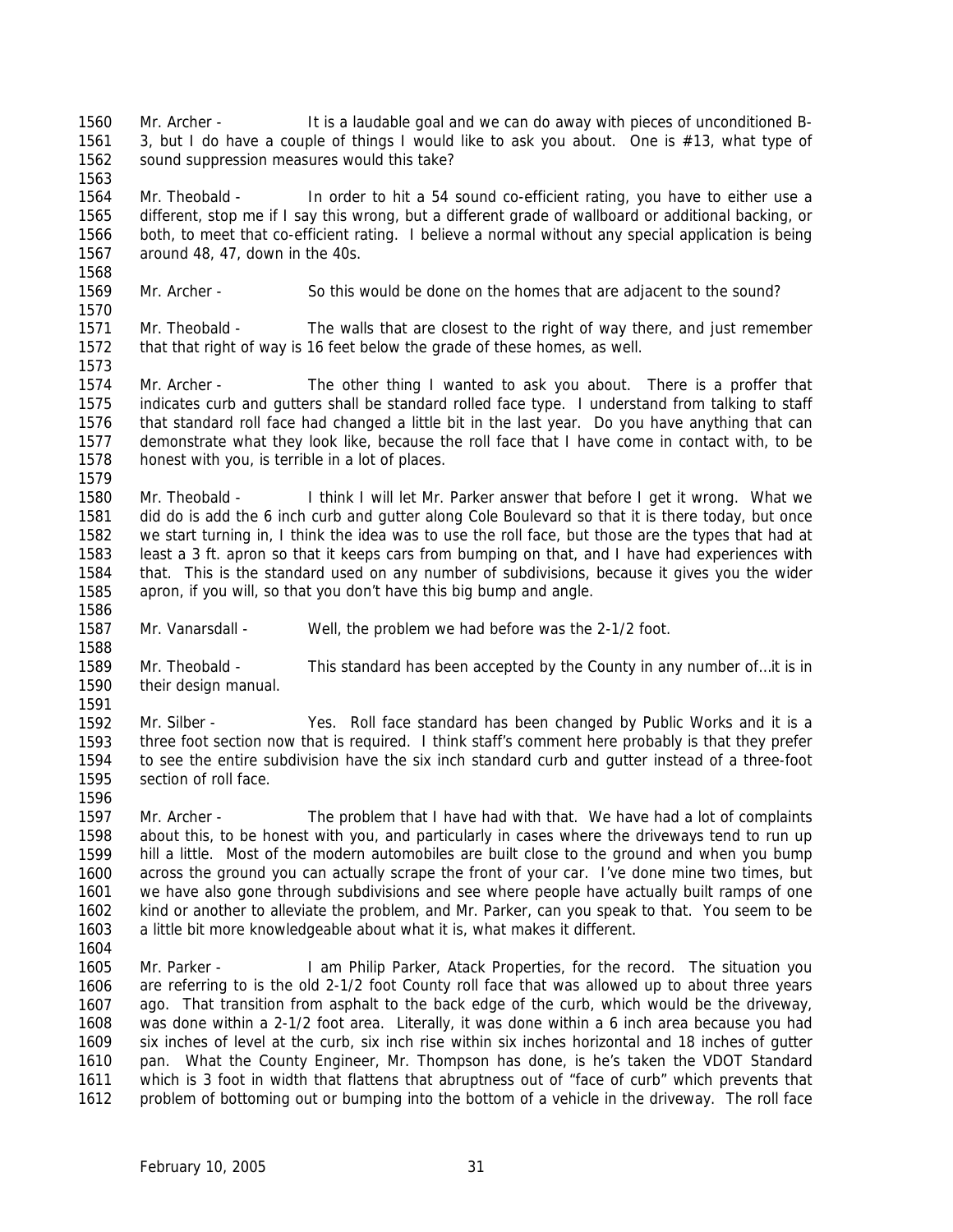Mr. Archer - It is a laudable goal and we can do away with pieces of unconditioned B-3, but I do have a couple of things I would like to ask you about. One is #13, what type of sound suppression measures would this take?

Mr. Theobald - In order to hit a 54 sound co-efficient rating, you have to either use a different, stop me if I say this wrong, but a different grade of wallboard or additional backing, or both, to meet that co-efficient rating. I believe a normal without any special application is being around 48, 47, down in the 40s.

Mr. Archer - So this would be done on the homes that are adjacent to the sound?

Mr. Theobald - The walls that are closest to the right of way there, and just remember that that right of way is 16 feet below the grade of these homes, as well.

Mr. Archer - The other thing I wanted to ask you about. There is a proffer that indicates curb and gutters shall be standard rolled face type. I understand from talking to staff that standard roll face had changed a little bit in the last year. Do you have anything that can demonstrate what they look like, because the roll face that I have come in contact with, to be honest with you, is terrible in a lot of places.

Mr. Theobald - I think I will let Mr. Parker answer that before I get it wrong. What we did do is add the 6 inch curb and gutter along Cole Boulevard so that it is there today, but once we start turning in, I think the idea was to use the roll face, but those are the types that had at least a 3 ft. apron so that it keeps cars from bumping on that, and I have had experiences with that. This is the standard used on any number of subdivisions, because it gives you the wider apron, if you will, so that you don't have this big bump and angle.

Mr. Vanarsdall - Well, the problem we had before was the 2-1/2 foot.

Mr. Theobald - This standard has been accepted by the County in any number of…it is in their design manual.

Mr. Silber - Yes. Roll face standard has been changed by Public Works and it is a three foot section now that is required. I think staff's comment here probably is that they prefer to see the entire subdivision have the six inch standard curb and gutter instead of a three-foot section of roll face.

Mr. Archer - The problem that I have had with that. We have had a lot of complaints about this, to be honest with you, and particularly in cases where the driveways tend to run up hill a little. Most of the modern automobiles are built close to the ground and when you bump across the ground you can actually scrape the front of your car. I've done mine two times, but we have also gone through subdivisions and see where people have actually built ramps of one kind or another to alleviate the problem, and Mr. Parker, can you speak to that. You seem to be a little bit more knowledgeable about what it is, what makes it different.

Mr. Parker - I am Philip Parker, Atack Properties, for the record. The situation you are referring to is the old 2-1/2 foot County roll face that was allowed up to about three years ago. That transition from asphalt to the back edge of the curb, which would be the driveway, was done within a 2-1/2 foot area. Literally, it was done within a 6 inch area because you had six inches of level at the curb, six inch rise within six inches horizontal and 18 inches of gutter pan. What the County Engineer, Mr. Thompson has done, is he's taken the VDOT Standard which is 3 foot in width that flattens that abruptness out of "face of curb" which prevents that problem of bottoming out or bumping into the bottom of a vehicle in the driveway. The roll face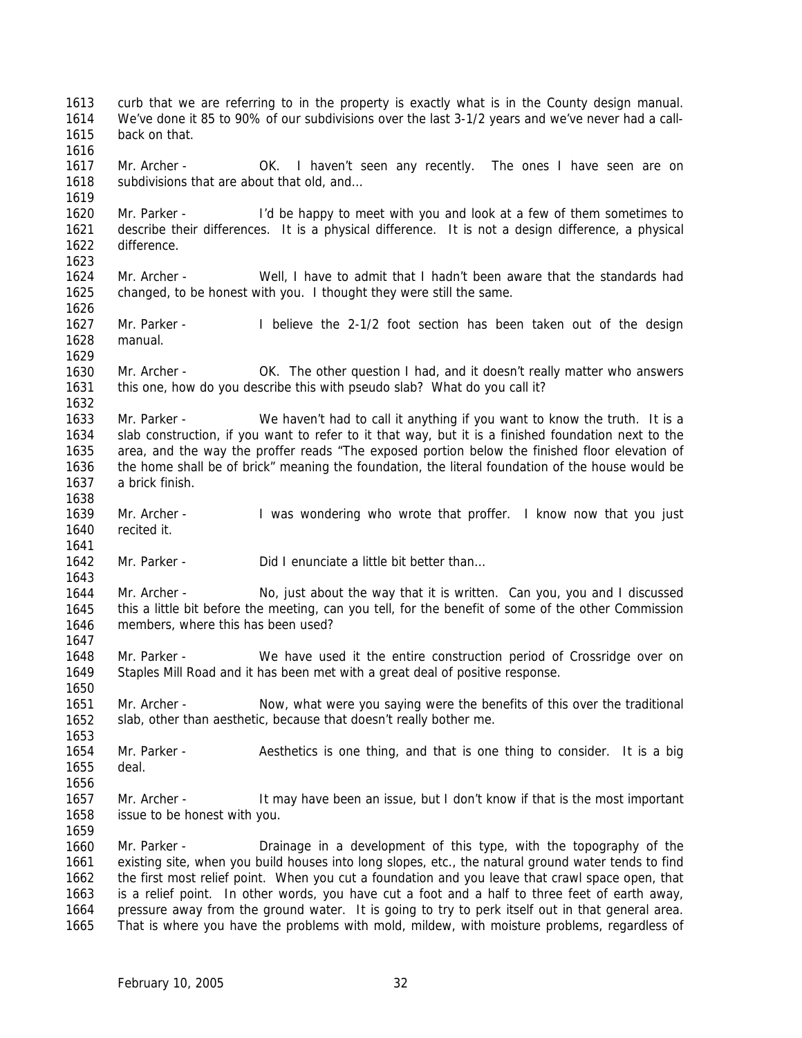curb that we are referring to in the property is exactly what is in the County design manual. We've done it 85 to 90% of our subdivisions over the last 3-1/2 years and we've never had a call-back on that.

Mr. Archer - OK. I haven't seen any recently. The ones I have seen are on subdivisions that are about that old, and…

Mr. Parker - I'd be happy to meet with you and look at a few of them sometimes to describe their differences. It is a physical difference. It is not a design difference, a physical difference.

Mr. Archer - Well, I have to admit that I hadn't been aware that the standards had changed, to be honest with you. I thought they were still the same.

Mr. Parker - I believe the 2-1/2 foot section has been taken out of the design manual.

Mr. Archer - OK. The other question I had, and it doesn't really matter who answers this one, how do you describe this with pseudo slab? What do you call it?

Mr. Parker - We haven't had to call it anything if you want to know the truth. It is a slab construction, if you want to refer to it that way, but it is a finished foundation next to the area, and the way the proffer reads "The exposed portion below the finished floor elevation of the home shall be of brick" meaning the foundation, the literal foundation of the house would be a brick finish.

Mr. Archer - I was wondering who wrote that proffer. I know now that you just recited it.

Mr. Parker - Did I enunciate a little bit better than…

Mr. Archer - No, just about the way that it is written. Can you, you and I discussed this a little bit before the meeting, can you tell, for the benefit of some of the other Commission members, where this has been used?

Mr. Parker - We have used it the entire construction period of Crossridge over on Staples Mill Road and it has been met with a great deal of positive response.

Mr. Archer - Now, what were you saying were the benefits of this over the traditional slab, other than aesthetic, because that doesn't really bother me.

Mr. Parker - Aesthetics is one thing, and that is one thing to consider. It is a big deal.

Mr. Archer - It may have been an issue, but I don't know if that is the most important issue to be honest with you.

Mr. Parker - Drainage in a development of this type, with the topography of the existing site, when you build houses into long slopes, etc., the natural ground water tends to find the first most relief point. When you cut a foundation and you leave that crawl space open, that is a relief point. In other words, you have cut a foot and a half to three feet of earth away, pressure away from the ground water. It is going to try to perk itself out in that general area. That is where you have the problems with mold, mildew, with moisture problems, regardless of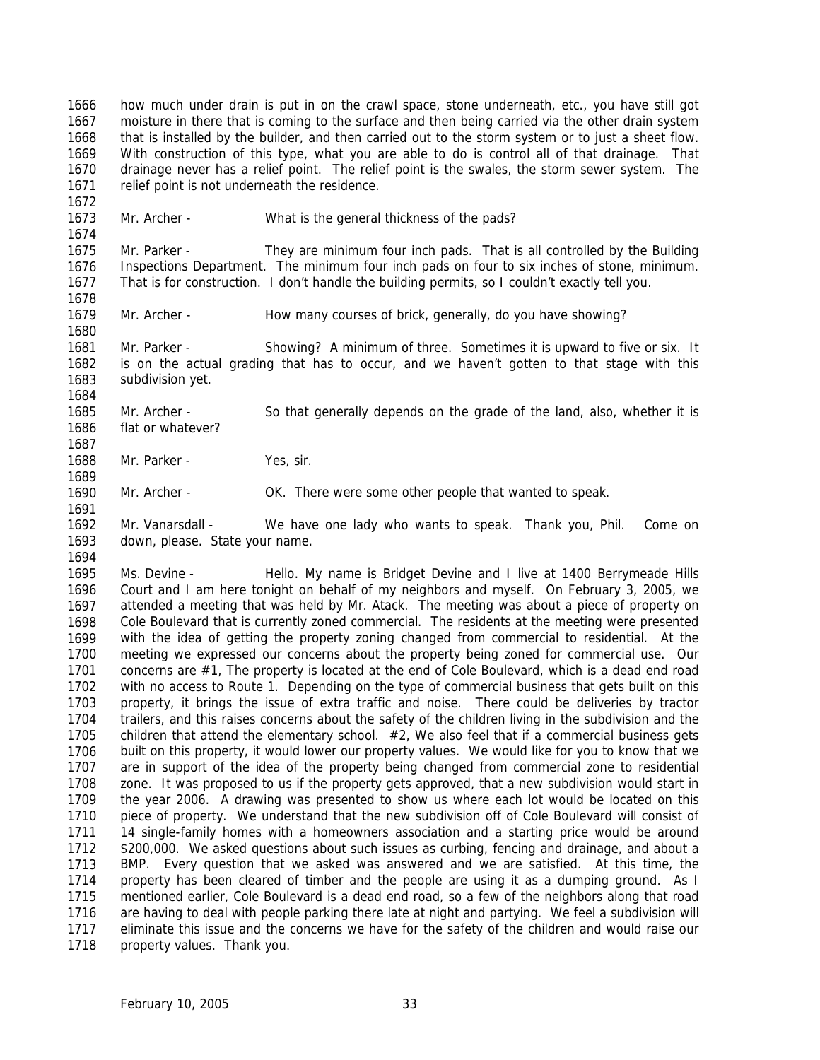how much under drain is put in on the crawl space, stone underneath, etc., you have still got moisture in there that is coming to the surface and then being carried via the other drain system that is installed by the builder, and then carried out to the storm system or to just a sheet flow. With construction of this type, what you are able to do is control all of that drainage. That drainage never has a relief point. The relief point is the swales, the storm sewer system. The relief point is not underneath the residence.

Mr. Archer - What is the general thickness of the pads?

Mr. Parker - They are minimum four inch pads. That is all controlled by the Building Inspections Department. The minimum four inch pads on four to six inches of stone, minimum. That is for construction. I don't handle the building permits, so I couldn't exactly tell you.

Mr. Archer - How many courses of brick, generally, do you have showing?

Mr. Parker - Showing? A minimum of three. Sometimes it is upward to five or six. It is on the actual grading that has to occur, and we haven't gotten to that stage with this subdivision yet.

Mr. Archer - So that generally depends on the grade of the land, also, whether it is flat or whatever?

Mr. Parker - Yes, sir.

Mr. Archer - OK. There were some other people that wanted to speak.

Mr. Vanarsdall - We have one lady who wants to speak. Thank you, Phil. Come on down, please. State your name.

Ms. Devine - Hello. My name is Bridget Devine and I live at 1400 Berrymeade Hills Court and I am here tonight on behalf of my neighbors and myself. On February 3, 2005, we attended a meeting that was held by Mr. Atack. The meeting was about a piece of property on Cole Boulevard that is currently zoned commercial. The residents at the meeting were presented with the idea of getting the property zoning changed from commercial to residential. At the meeting we expressed our concerns about the property being zoned for commercial use. Our concerns are #1, The property is located at the end of Cole Boulevard, which is a dead end road with no access to Route 1. Depending on the type of commercial business that gets built on this property, it brings the issue of extra traffic and noise. There could be deliveries by tractor trailers, and this raises concerns about the safety of the children living in the subdivision and the children that attend the elementary school. #2, We also feel that if a commercial business gets built on this property, it would lower our property values. We would like for you to know that we are in support of the idea of the property being changed from commercial zone to residential zone. It was proposed to us if the property gets approved, that a new subdivision would start in the year 2006. A drawing was presented to show us where each lot would be located on this piece of property. We understand that the new subdivision off of Cole Boulevard will consist of 14 single-family homes with a homeowners association and a starting price would be around $200,000. We asked questions about such issues as curbing, fencing and drainage, and about a BMP. Every question that we asked was answered and we are satisfied. At this time, the property has been cleared of timber and the people are using it as a dumping ground. As I mentioned earlier, Cole Boulevard is a dead end road, so a few of the neighbors along that road are having to deal with people parking there late at night and partying. We feel a subdivision will eliminate this issue and the concerns we have for the safety of the children and would raise our property values. Thank you.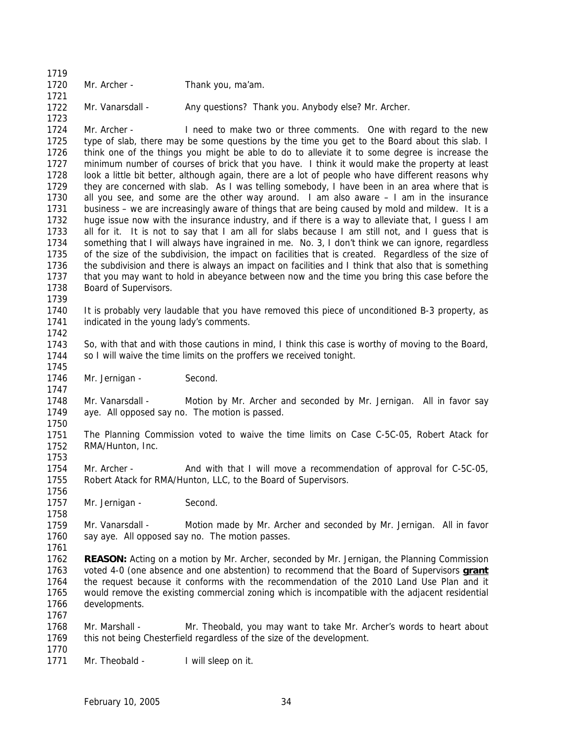Mr. Archer - Thank you, ma'am.

Mr. Vanarsdall - Any questions? Thank you. Anybody else? Mr. Archer.

Mr. Archer - I need to make two or three comments. One with regard to the new type of slab, there may be some questions by the time you get to the Board about this slab. I think one of the things you might be able to do to alleviate it to some degree is increase the minimum number of courses of brick that you have. I think it would make the property at least look a little bit better, although again, there are a lot of people who have different reasons why they are concerned with slab. As I was telling somebody, I have been in an area where that is all you see, and some are the other way around. I am also aware – I am in the insurance business – we are increasingly aware of things that are being caused by mold and mildew. It is a huge issue now with the insurance industry, and if there is a way to alleviate that, I guess I am all for it. It is not to say that I am all for slabs because I am still not, and I guess that is something that I will always have ingrained in me. No. 3, I don't think we can ignore, regardless of the size of the subdivision, the impact on facilities that is created. Regardless of the size of the subdivision and there is always an impact on facilities and I think that also that is something that you may want to hold in abeyance between now and the time you bring this case before the Board of Supervisors.

It is probably very laudable that you have removed this piece of unconditioned B-3 property, as indicated in the young lady's comments.

So, with that and with those cautions in mind, I think this case is worthy of moving to the Board, so I will waive the time limits on the proffers we received tonight.

Mr. Jernigan - Second.

Mr. Vanarsdall - Motion by Mr. Archer and seconded by Mr. Jernigan. All in favor say aye. All opposed say no. The motion is passed.

The Planning Commission voted to waive the time limits on Case C-5C-05, Robert Atack for RMA/Hunton, Inc.

Mr. Archer - And with that I will move a recommendation of approval for C-5C-05, Robert Atack for RMA/Hunton, LLC, to the Board of Supervisors.

Mr. Jernigan - Second.

Mr. Vanarsdall - Motion made by Mr. Archer and seconded by Mr. Jernigan. All in favor say aye. All opposed say no. The motion passes.

**REASON:** Acting on a motion by Mr. Archer, seconded by Mr. Jernigan, the Planning Commission voted 4-0 (one absence and one abstention) to recommend that the Board of Supervisors **grant** the request because it conforms with the recommendation of the 2010 Land Use Plan and it would remove the existing commercial zoning which is incompatible with the adjacent residential developments.

Mr. Marshall - Mr. Theobald, you may want to take Mr. Archer's words to heart about this not being Chesterfield regardless of the size of the development.

Mr. Theobald - I will sleep on it.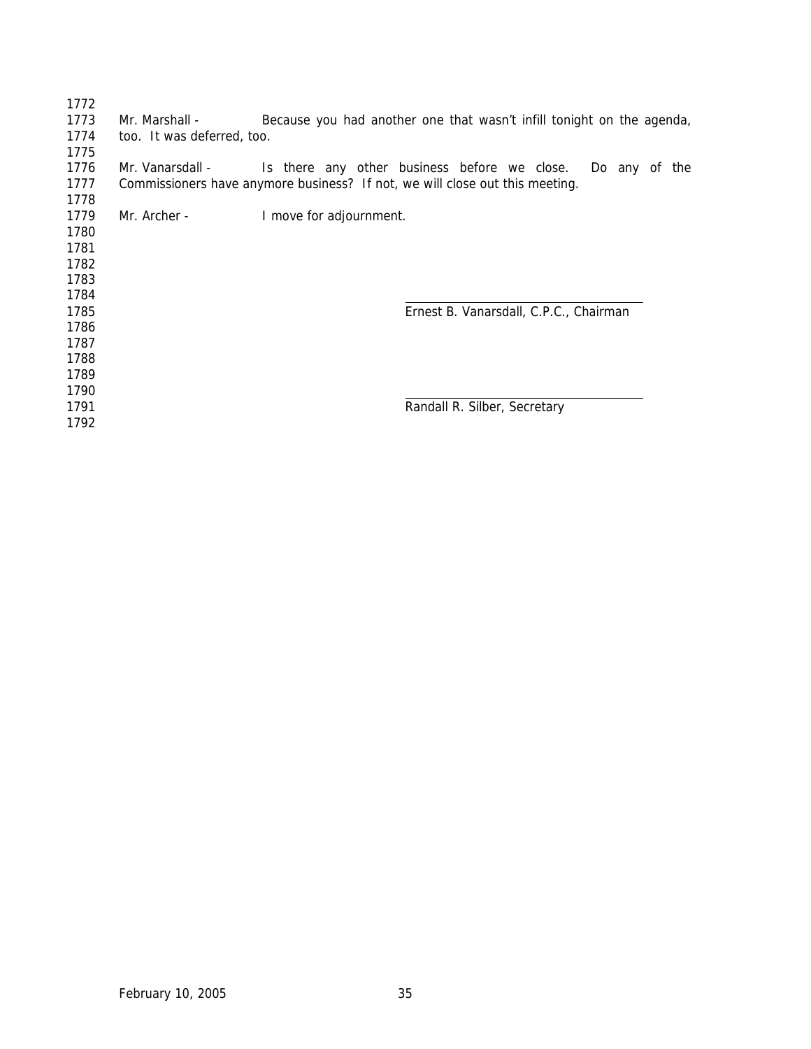Mr. Marshall - Because you had another one that wasn't infill tonight on the agenda, too. It was deferred, too.

Mr. Vanarsdall - Is there any other business before we close. Do any of the Commissioners have anymore business? If not, we will close out this meeting.

Mr. Archer - I move for adjournment.

\_\_\_\_\_\_\_\_\_\_\_\_\_\_\_\_\_\_\_\_\_\_\_\_\_\_\_\_\_\_\_\_\_\_\_\_

Ernest B. Vanarsdall, C.P.C., Chairman

\_\_\_\_\_\_\_\_\_\_\_\_\_\_\_\_\_\_\_\_\_\_\_\_\_\_\_\_\_\_\_\_\_\_\_\_

Randall R. Silber, Secretary